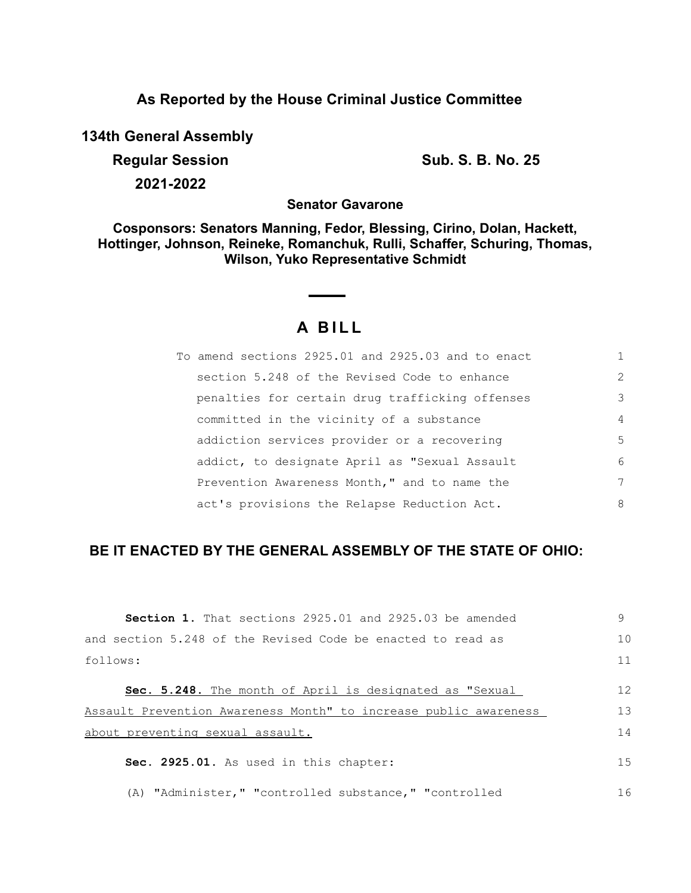**As Reported by the House Criminal Justice Committee**

**134th General Assembly**

**Regular Session** **Sub. S. B. No. 25**

**2021-2022**

**Senator Gavarone**

**Cosponsors: Senators Manning, Fedor, Blessing, Cirino, Dolan, Hackett, Hottinger, Johnson, Reineke, Romanchuk, Rulli, Schaffer, Schuring, Thomas, Wilson, Yuko Representative Schmidt**

# A BILL

To amend sections 2925.01 and 2925.03 and to enact section 5.248 of the Revised Code to enhance penalties for certain drug trafficking offenses committed in the vicinity of a substance addiction services provider or a recovering addict, to designate April as "Sexual Assault Prevention Awareness Month," and to name the act's provisions the Relapse Reduction Act.

**BE IT ENACTED BY THE GENERAL ASSEMBLY OF THE STATE OF OHIO:**

**Section 1.** That sections 2925.01 and 2925.03 be amended and section 5.248 of the Revised Code be enacted to read as follows:

**Sec. 5.248.** <u>The month of April is designated as "Sexual Assault Prevention Awareness Month" to increase public awareness about preventing sexual assault.</u>

**Sec. 2925.01.** As used in this chapter:

(A) "Administer," "controlled substance," "controlled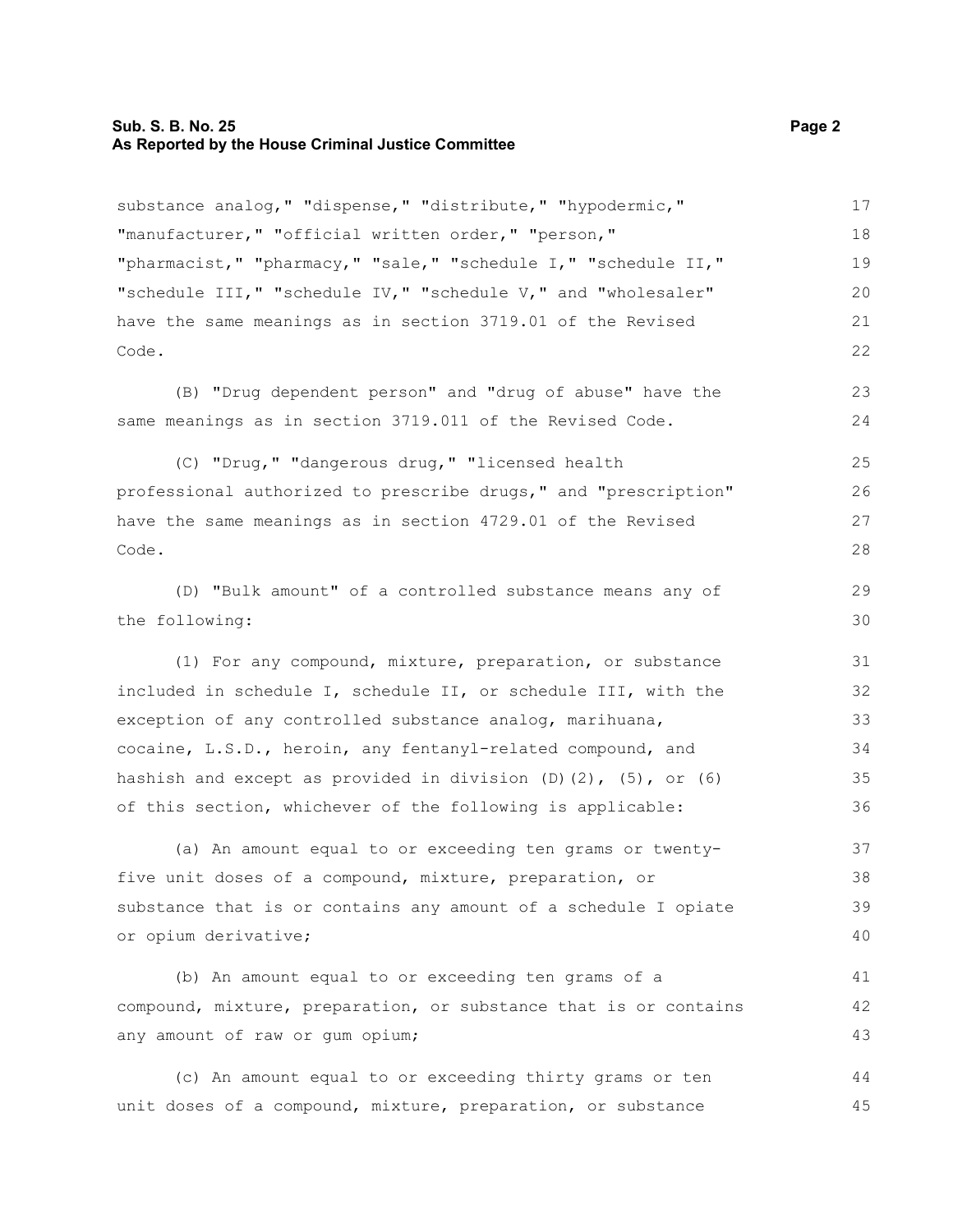substance analog," "dispense," "distribute," "hypodermic," "manufacturer," "official written order," "person," "pharmacist," "pharmacy," "sale," "schedule I," "schedule II," "schedule III," "schedule IV," "schedule V," and "wholesaler" have the same meanings as in section 3719.01 of the Revised Code.

(B) "Drug dependent person" and "drug of abuse" have the same meanings as in section 3719.011 of the Revised Code.

(C) "Drug," "dangerous drug," "licensed health professional authorized to prescribe drugs," and "prescription" have the same meanings as in section 4729.01 of the Revised Code.

(D) "Bulk amount" of a controlled substance means any of the following:

(1) For any compound, mixture, preparation, or substance included in schedule I, schedule II, or schedule III, with the exception of any controlled substance analog, marihuana, cocaine, L.S.D., heroin, any fentanyl-related compound, and hashish and except as provided in division (D)(2), (5), or (6) of this section, whichever of the following is applicable:

(a) An amount equal to or exceeding ten grams or twenty-five unit doses of a compound, mixture, preparation, or substance that is or contains any amount of a schedule I opiate or opium derivative;

(b) An amount equal to or exceeding ten grams of a compound, mixture, preparation, or substance that is or contains any amount of raw or gum opium;

(c) An amount equal to or exceeding thirty grams or ten unit doses of a compound, mixture, preparation, or substance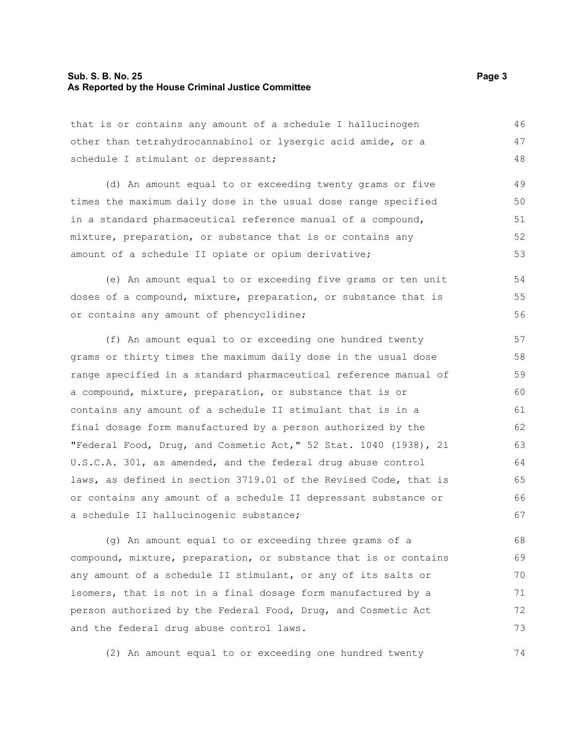that is or contains any amount of a schedule I hallucinogen other than tetrahydrocannabinol or lysergic acid amide, or a schedule I stimulant or depressant;

(d) An amount equal to or exceeding twenty grams or five times the maximum daily dose in the usual dose range specified in a standard pharmaceutical reference manual of a compound, mixture, preparation, or substance that is or contains any amount of a schedule II opiate or opium derivative;

(e) An amount equal to or exceeding five grams or ten unit doses of a compound, mixture, preparation, or substance that is or contains any amount of phencyclidine;

(f) An amount equal to or exceeding one hundred twenty grams or thirty times the maximum daily dose in the usual dose range specified in a standard pharmaceutical reference manual of a compound, mixture, preparation, or substance that is or contains any amount of a schedule II stimulant that is in a final dosage form manufactured by a person authorized by the "Federal Food, Drug, and Cosmetic Act," 52 Stat. 1040 (1938), 21 U.S.C.A. 301, as amended, and the federal drug abuse control laws, as defined in section 3719.01 of the Revised Code, that is or contains any amount of a schedule II depressant substance or a schedule II hallucinogenic substance;

(g) An amount equal to or exceeding three grams of a compound, mixture, preparation, or substance that is or contains any amount of a schedule II stimulant, or any of its salts or isomers, that is not in a final dosage form manufactured by a person authorized by the Federal Food, Drug, and Cosmetic Act and the federal drug abuse control laws.

(2) An amount equal to or exceeding one hundred twenty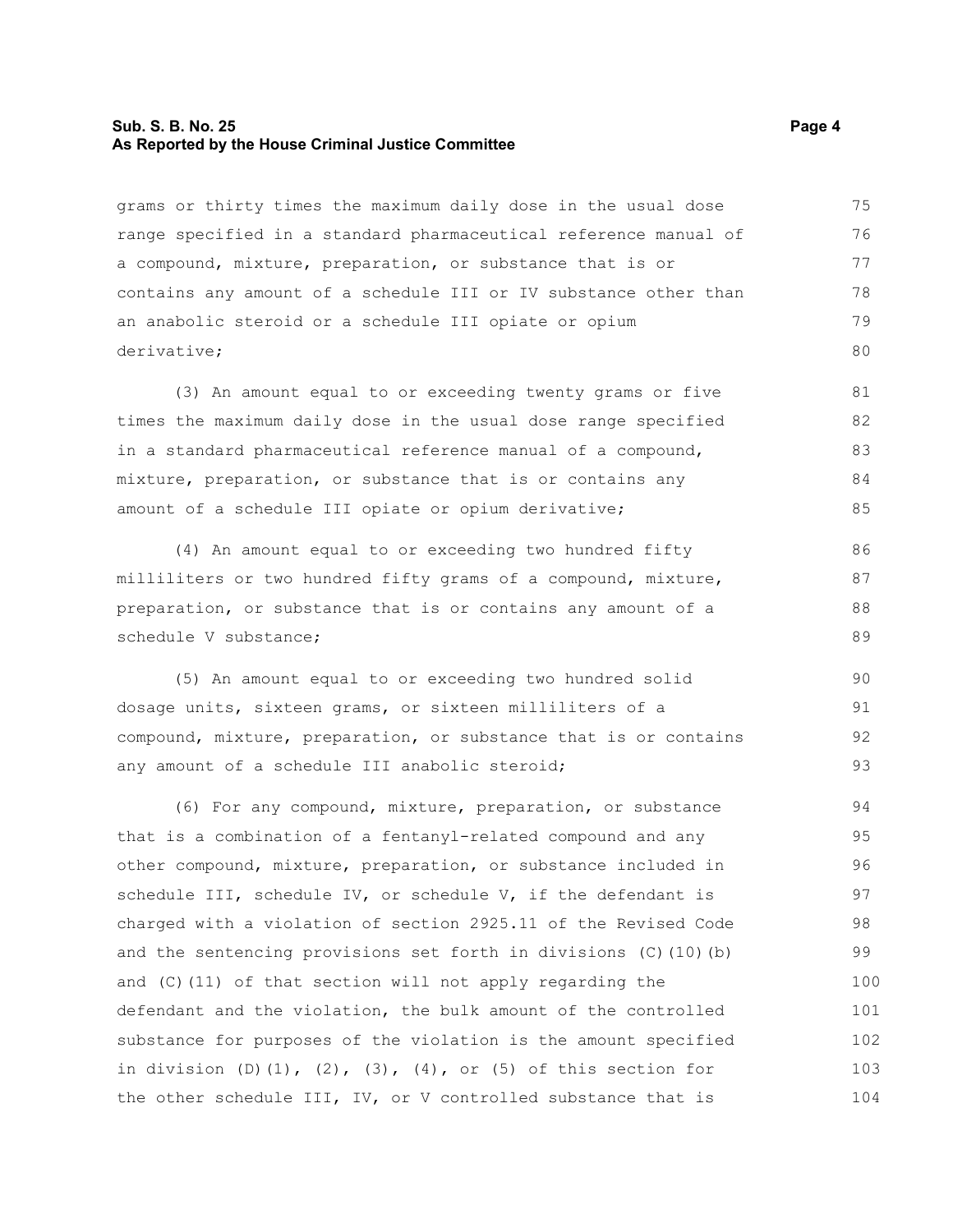grams or thirty times the maximum daily dose in the usual dose range specified in a standard pharmaceutical reference manual of a compound, mixture, preparation, or substance that is or contains any amount of a schedule III or IV substance other than an anabolic steroid or a schedule III opiate or opium derivative;

(3) An amount equal to or exceeding twenty grams or five times the maximum daily dose in the usual dose range specified in a standard pharmaceutical reference manual of a compound, mixture, preparation, or substance that is or contains any amount of a schedule III opiate or opium derivative;

(4) An amount equal to or exceeding two hundred fifty milliliters or two hundred fifty grams of a compound, mixture, preparation, or substance that is or contains any amount of a schedule V substance;

(5) An amount equal to or exceeding two hundred solid dosage units, sixteen grams, or sixteen milliliters of a compound, mixture, preparation, or substance that is or contains any amount of a schedule III anabolic steroid;

(6) For any compound, mixture, preparation, or substance that is a combination of a fentanyl-related compound and any other compound, mixture, preparation, or substance included in schedule III, schedule IV, or schedule V, if the defendant is charged with a violation of section 2925.11 of the Revised Code and the sentencing provisions set forth in divisions (C)(10)(b) and (C)(11) of that section will not apply regarding the defendant and the violation, the bulk amount of the controlled substance for purposes of the violation is the amount specified in division (D)(1), (2), (3), (4), or (5) of this section for the other schedule III, IV, or V controlled substance that is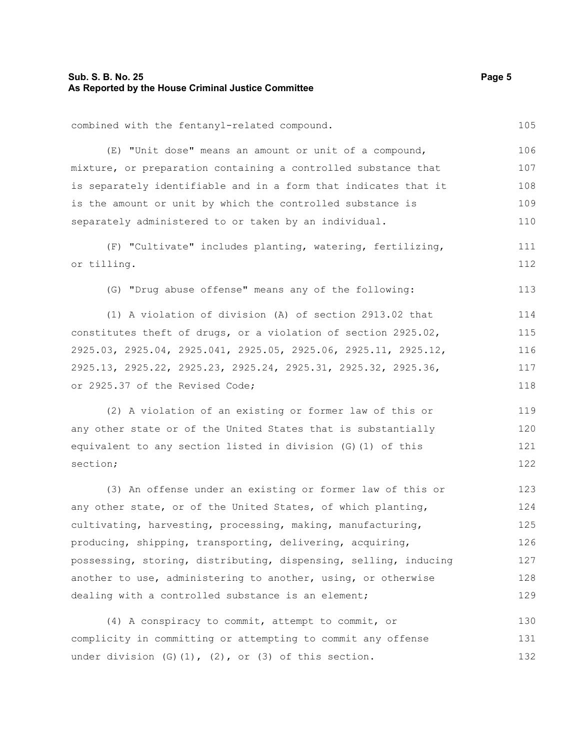combined with the fentanyl-related compound.

(E) "Unit dose" means an amount or unit of a compound, mixture, or preparation containing a controlled substance that is separately identifiable and in a form that indicates that it is the amount or unit by which the controlled substance is separately administered to or taken by an individual.

(F) "Cultivate" includes planting, watering, fertilizing, or tilling.

(G) "Drug abuse offense" means any of the following:

(1) A violation of division (A) of section 2913.02 that constitutes theft of drugs, or a violation of section 2925.02, 2925.03, 2925.04, 2925.041, 2925.05, 2925.06, 2925.11, 2925.12, 2925.13, 2925.22, 2925.23, 2925.24, 2925.31, 2925.32, 2925.36, or 2925.37 of the Revised Code;

(2) A violation of an existing or former law of this or any other state or of the United States that is substantially equivalent to any section listed in division (G)(1) of this section;

(3) An offense under an existing or former law of this or any other state, or of the United States, of which planting, cultivating, harvesting, processing, making, manufacturing, producing, shipping, transporting, delivering, acquiring, possessing, storing, distributing, dispensing, selling, inducing another to use, administering to another, using, or otherwise dealing with a controlled substance is an element;

(4) A conspiracy to commit, attempt to commit, or complicity in committing or attempting to commit any offense under division (G)(1), (2), or (3) of this section.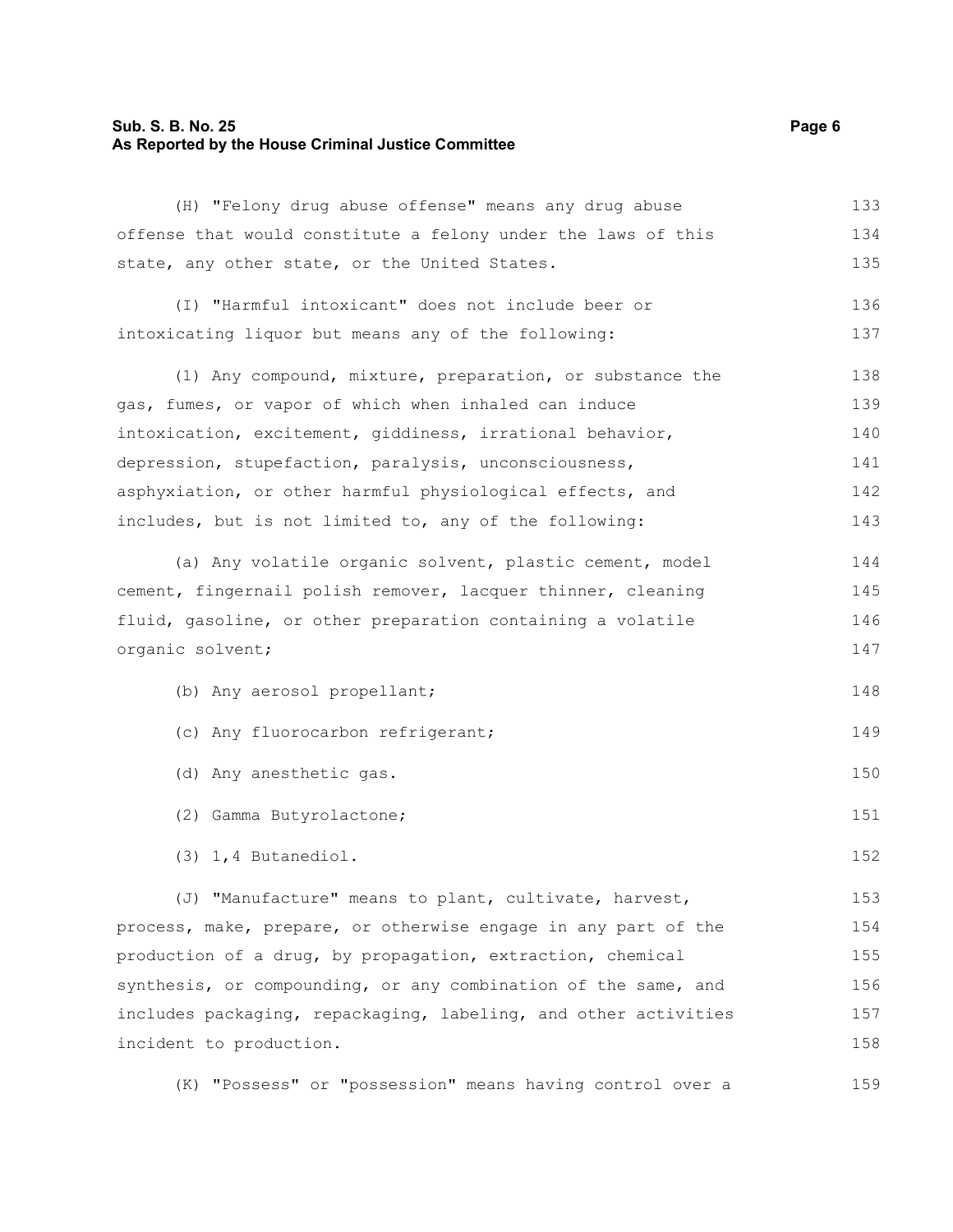(H) "Felony drug abuse offense" means any drug abuse offense that would constitute a felony under the laws of this state, any other state, or the United States.

(I) "Harmful intoxicant" does not include beer or intoxicating liquor but means any of the following:

(1) Any compound, mixture, preparation, or substance the gas, fumes, or vapor of which when inhaled can induce intoxication, excitement, giddiness, irrational behavior, depression, stupefaction, paralysis, unconsciousness, asphyxiation, or other harmful physiological effects, and includes, but is not limited to, any of the following:

(a) Any volatile organic solvent, plastic cement, model cement, fingernail polish remover, lacquer thinner, cleaning fluid, gasoline, or other preparation containing a volatile organic solvent;

(b) Any aerosol propellant;

(c) Any fluorocarbon refrigerant;

(d) Any anesthetic gas.

(2) Gamma Butyrolactone;

(3) 1,4 Butanediol.

(J) "Manufacture" means to plant, cultivate, harvest, process, make, prepare, or otherwise engage in any part of the production of a drug, by propagation, extraction, chemical synthesis, or compounding, or any combination of the same, and includes packaging, repackaging, labeling, and other activities incident to production.

(K) "Possess" or "possession" means having control over a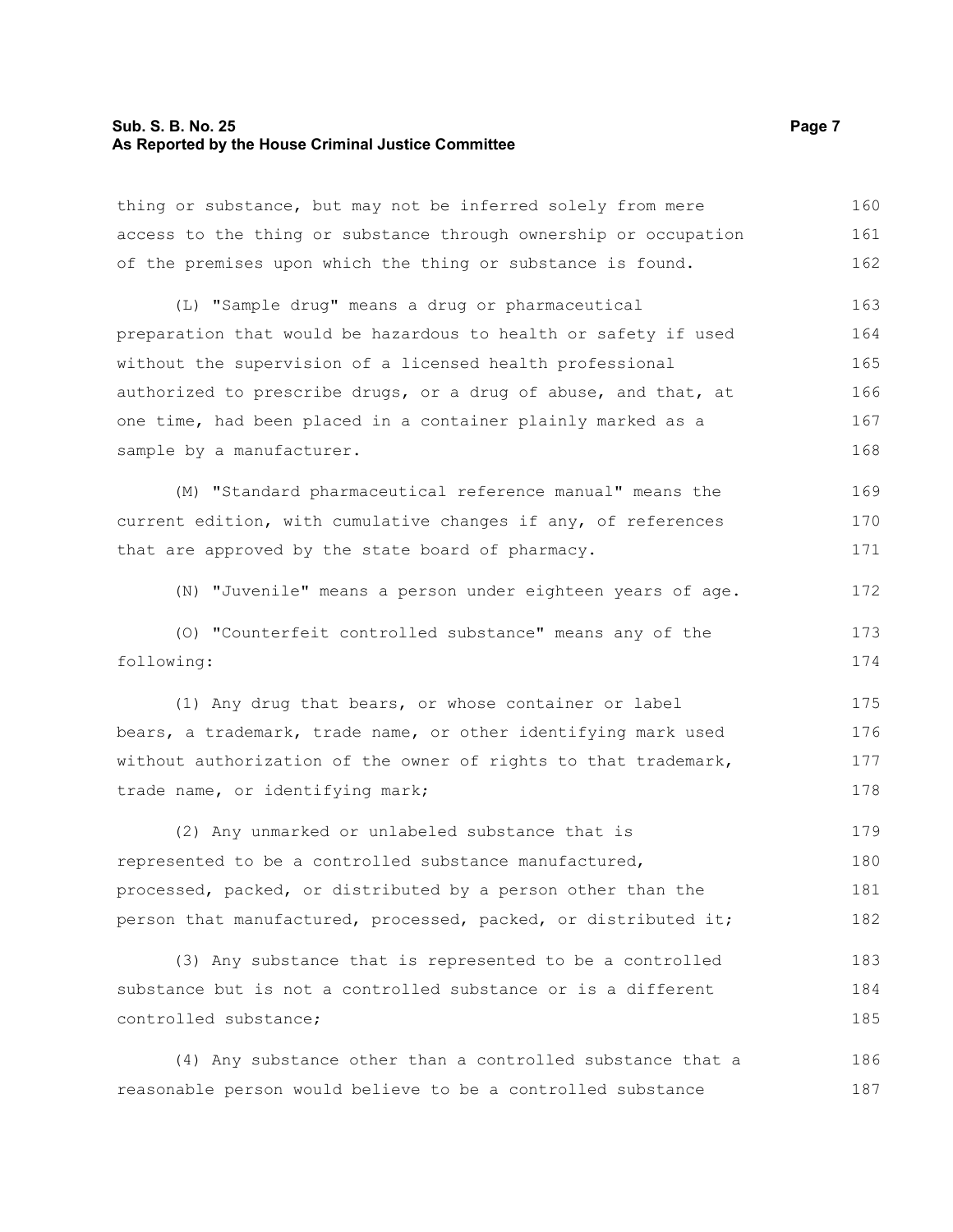thing or substance, but may not be inferred solely from mere access to the thing or substance through ownership or occupation of the premises upon which the thing or substance is found.

(L) "Sample drug" means a drug or pharmaceutical preparation that would be hazardous to health or safety if used without the supervision of a licensed health professional authorized to prescribe drugs, or a drug of abuse, and that, at one time, had been placed in a container plainly marked as a sample by a manufacturer.

(M) "Standard pharmaceutical reference manual" means the current edition, with cumulative changes if any, of references that are approved by the state board of pharmacy.

(N) "Juvenile" means a person under eighteen years of age.

(O) "Counterfeit controlled substance" means any of the following:

(1) Any drug that bears, or whose container or label bears, a trademark, trade name, or other identifying mark used without authorization of the owner of rights to that trademark, trade name, or identifying mark;

(2) Any unmarked or unlabeled substance that is represented to be a controlled substance manufactured, processed, packed, or distributed by a person other than the person that manufactured, processed, packed, or distributed it;

(3) Any substance that is represented to be a controlled substance but is not a controlled substance or is a different controlled substance;

(4) Any substance other than a controlled substance that a reasonable person would believe to be a controlled substance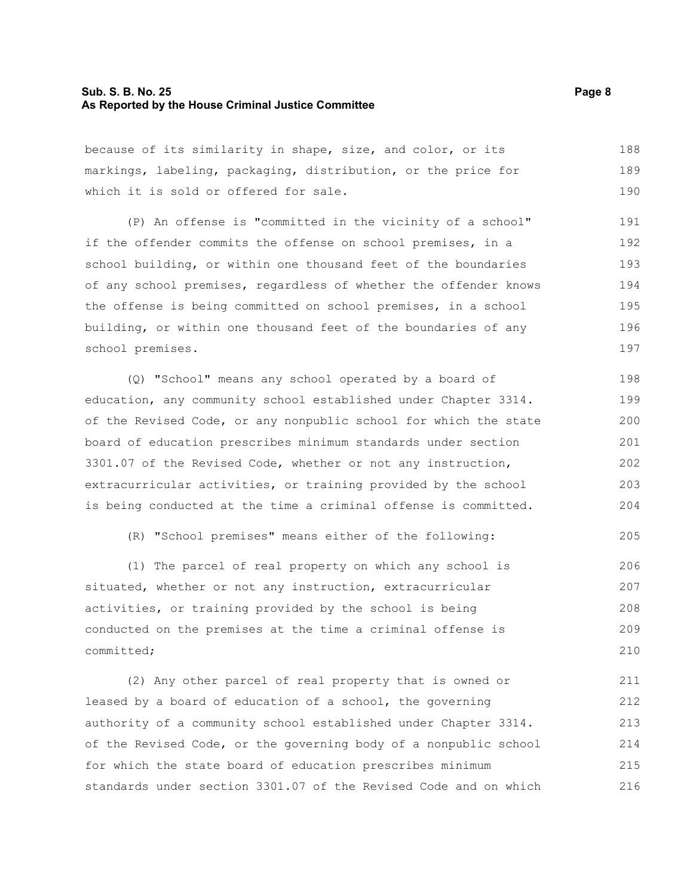because of its similarity in shape, size, and color, or its markings, labeling, packaging, distribution, or the price for which it is sold or offered for sale.

(P) An offense is "committed in the vicinity of a school" if the offender commits the offense on school premises, in a school building, or within one thousand feet of the boundaries of any school premises, regardless of whether the offender knows the offense is being committed on school premises, in a school building, or within one thousand feet of the boundaries of any school premises.

(Q) "School" means any school operated by a board of education, any community school established under Chapter 3314. of the Revised Code, or any nonpublic school for which the state board of education prescribes minimum standards under section 3301.07 of the Revised Code, whether or not any instruction, extracurricular activities, or training provided by the school is being conducted at the time a criminal offense is committed.

(R) "School premises" means either of the following:

(1) The parcel of real property on which any school is situated, whether or not any instruction, extracurricular activities, or training provided by the school is being conducted on the premises at the time a criminal offense is committed;

(2) Any other parcel of real property that is owned or leased by a board of education of a school, the governing authority of a community school established under Chapter 3314. of the Revised Code, or the governing body of a nonpublic school for which the state board of education prescribes minimum standards under section 3301.07 of the Revised Code and on which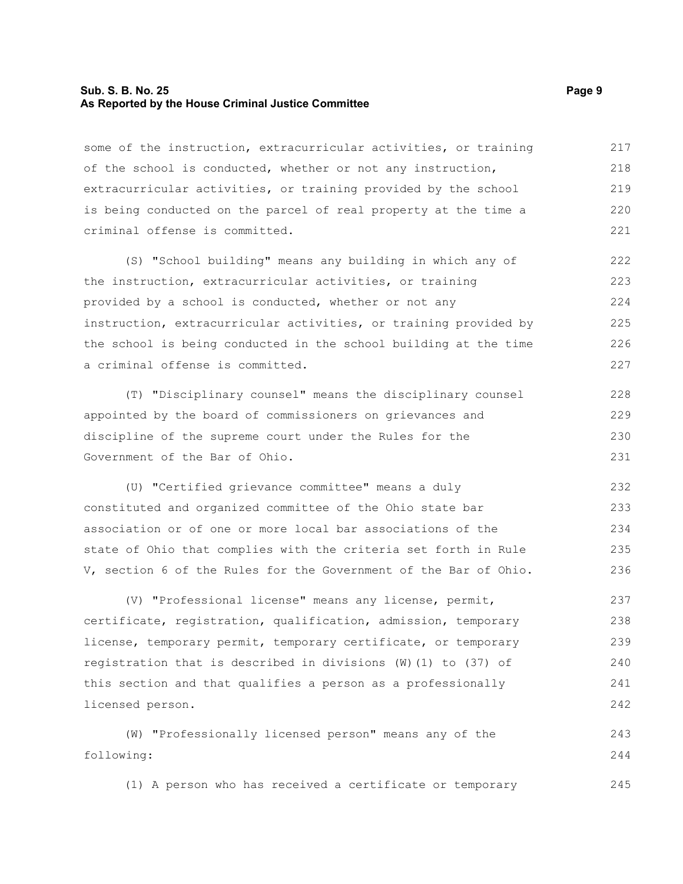some of the instruction, extracurricular activities, or training of the school is conducted, whether or not any instruction, extracurricular activities, or training provided by the school is being conducted on the parcel of real property at the time a criminal offense is committed.

(S) "School building" means any building in which any of the instruction, extracurricular activities, or training provided by a school is conducted, whether or not any instruction, extracurricular activities, or training provided by the school is being conducted in the school building at the time a criminal offense is committed.

(T) "Disciplinary counsel" means the disciplinary counsel appointed by the board of commissioners on grievances and discipline of the supreme court under the Rules for the Government of the Bar of Ohio.

(U) "Certified grievance committee" means a duly constituted and organized committee of the Ohio state bar association or of one or more local bar associations of the state of Ohio that complies with the criteria set forth in Rule V, section 6 of the Rules for the Government of the Bar of Ohio.

(V) "Professional license" means any license, permit, certificate, registration, qualification, admission, temporary license, temporary permit, temporary certificate, or temporary registration that is described in divisions (W)(1) to (37) of this section and that qualifies a person as a professionally licensed person.

(W) "Professionally licensed person" means any of the following:

(1) A person who has received a certificate or temporary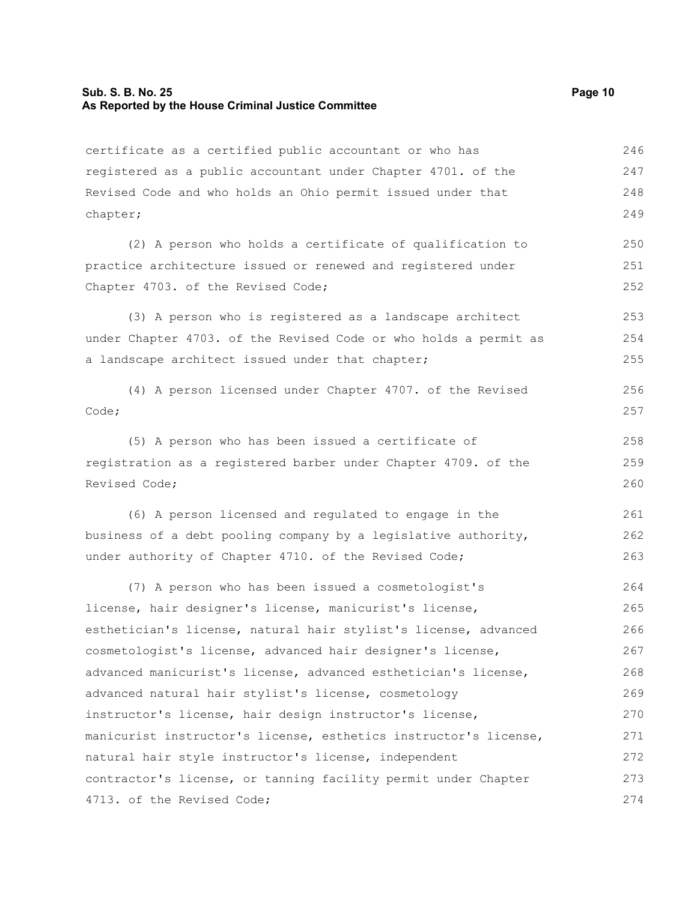certificate as a certified public accountant or who has registered as a public accountant under Chapter 4701. of the Revised Code and who holds an Ohio permit issued under that chapter;

(2) A person who holds a certificate of qualification to practice architecture issued or renewed and registered under Chapter 4703. of the Revised Code;

(3) A person who is registered as a landscape architect under Chapter 4703. of the Revised Code or who holds a permit as a landscape architect issued under that chapter;

(4) A person licensed under Chapter 4707. of the Revised Code;

(5) A person who has been issued a certificate of registration as a registered barber under Chapter 4709. of the Revised Code;

(6) A person licensed and regulated to engage in the business of a debt pooling company by a legislative authority, under authority of Chapter 4710. of the Revised Code;

(7) A person who has been issued a cosmetologist's license, hair designer's license, manicurist's license, esthetician's license, natural hair stylist's license, advanced cosmetologist's license, advanced hair designer's license, advanced manicurist's license, advanced esthetician's license, advanced natural hair stylist's license, cosmetology instructor's license, hair design instructor's license, manicurist instructor's license, esthetics instructor's license, natural hair style instructor's license, independent contractor's license, or tanning facility permit under Chapter 4713. of the Revised Code;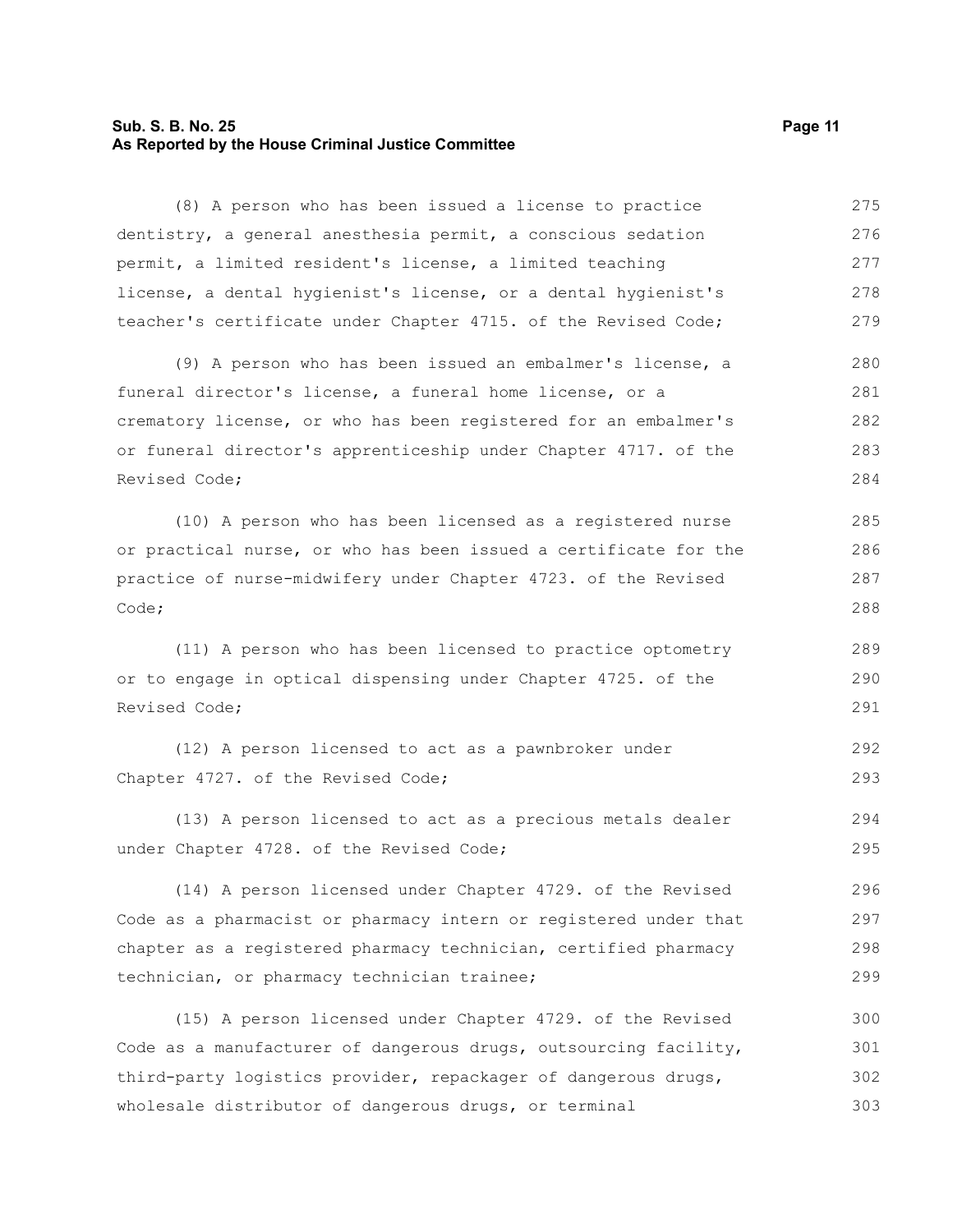(8) A person who has been issued a license to practice dentistry, a general anesthesia permit, a conscious sedation permit, a limited resident's license, a limited teaching license, a dental hygienist's license, or a dental hygienist's teacher's certificate under Chapter 4715. of the Revised Code;

(9) A person who has been issued an embalmer's license, a funeral director's license, a funeral home license, or a crematory license, or who has been registered for an embalmer's or funeral director's apprenticeship under Chapter 4717. of the Revised Code;

(10) A person who has been licensed as a registered nurse or practical nurse, or who has been issued a certificate for the practice of nurse-midwifery under Chapter 4723. of the Revised Code;

(11) A person who has been licensed to practice optometry or to engage in optical dispensing under Chapter 4725. of the Revised Code;

(12) A person licensed to act as a pawnbroker under Chapter 4727. of the Revised Code;

(13) A person licensed to act as a precious metals dealer under Chapter 4728. of the Revised Code;

(14) A person licensed under Chapter 4729. of the Revised Code as a pharmacist or pharmacy intern or registered under that chapter as a registered pharmacy technician, certified pharmacy technician, or pharmacy technician trainee;

(15) A person licensed under Chapter 4729. of the Revised Code as a manufacturer of dangerous drugs, outsourcing facility, third-party logistics provider, repackager of dangerous drugs, wholesale distributor of dangerous drugs, or terminal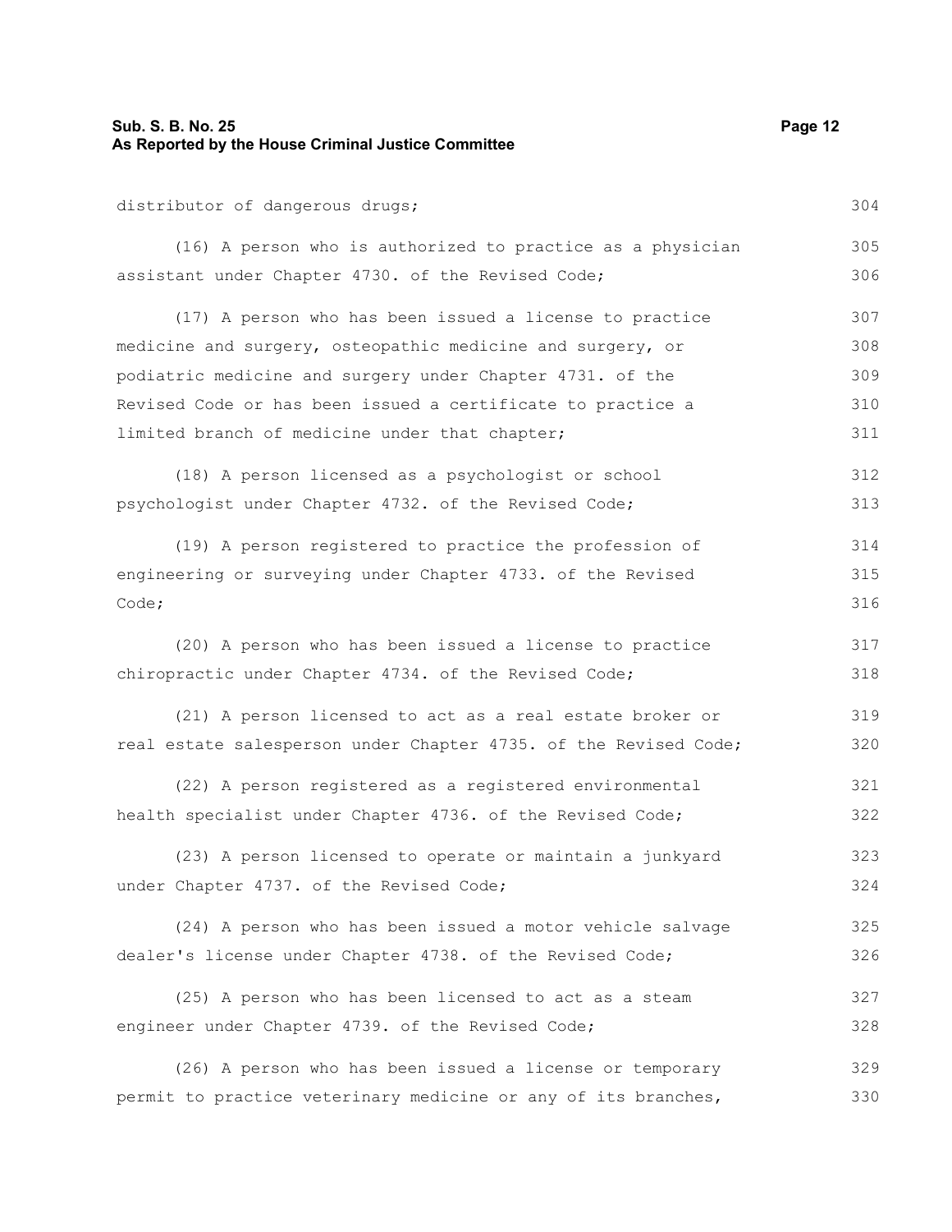distributor of dangerous drugs;

(16) A person who is authorized to practice as a physician assistant under Chapter 4730. of the Revised Code;

(17) A person who has been issued a license to practice medicine and surgery, osteopathic medicine and surgery, or podiatric medicine and surgery under Chapter 4731. of the Revised Code or has been issued a certificate to practice a limited branch of medicine under that chapter;

(18) A person licensed as a psychologist or school psychologist under Chapter 4732. of the Revised Code;

(19) A person registered to practice the profession of engineering or surveying under Chapter 4733. of the Revised Code;

(20) A person who has been issued a license to practice chiropractic under Chapter 4734. of the Revised Code;

(21) A person licensed to act as a real estate broker or real estate salesperson under Chapter 4735. of the Revised Code;

(22) A person registered as a registered environmental health specialist under Chapter 4736. of the Revised Code;

(23) A person licensed to operate or maintain a junkyard under Chapter 4737. of the Revised Code;

(24) A person who has been issued a motor vehicle salvage dealer's license under Chapter 4738. of the Revised Code;

(25) A person who has been licensed to act as a steam engineer under Chapter 4739. of the Revised Code;

(26) A person who has been issued a license or temporary permit to practice veterinary medicine or any of its branches,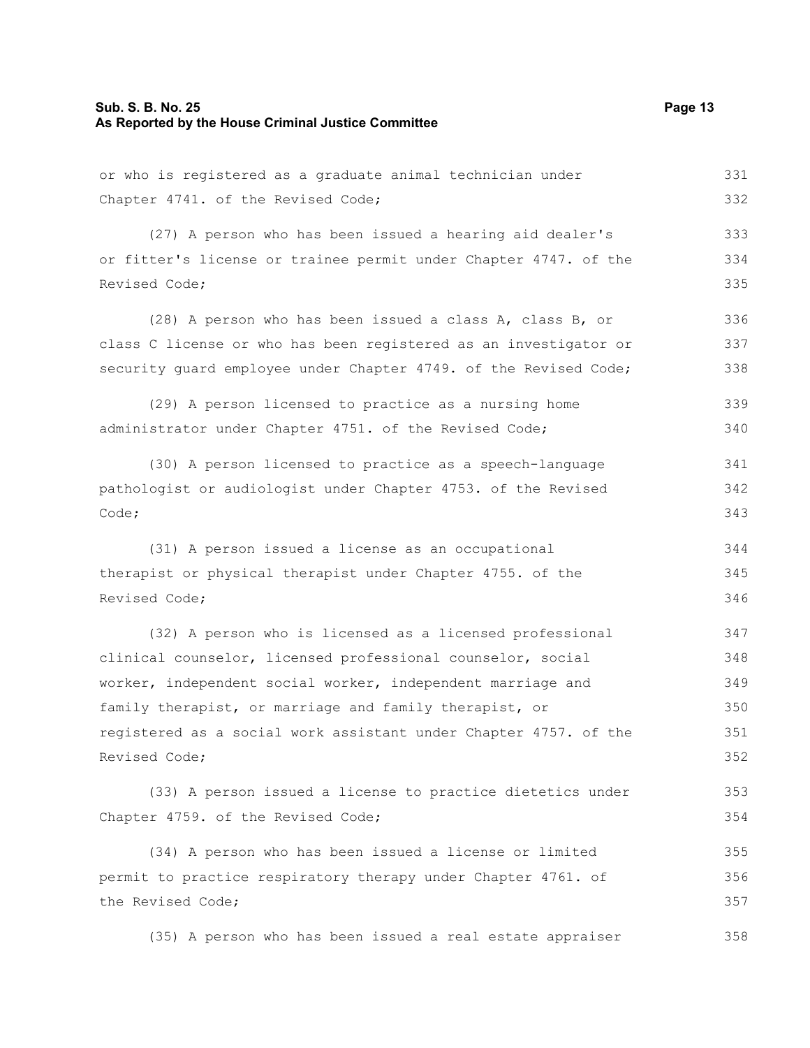or who is registered as a graduate animal technician under Chapter 4741. of the Revised Code;

(27) A person who has been issued a hearing aid dealer's or fitter's license or trainee permit under Chapter 4747. of the Revised Code;

(28) A person who has been issued a class A, class B, or class C license or who has been registered as an investigator or security guard employee under Chapter 4749. of the Revised Code;

(29) A person licensed to practice as a nursing home administrator under Chapter 4751. of the Revised Code;

(30) A person licensed to practice as a speech-language pathologist or audiologist under Chapter 4753. of the Revised Code;

(31) A person issued a license as an occupational therapist or physical therapist under Chapter 4755. of the Revised Code;

(32) A person who is licensed as a licensed professional clinical counselor, licensed professional counselor, social worker, independent social worker, independent marriage and family therapist, or marriage and family therapist, or registered as a social work assistant under Chapter 4757. of the Revised Code;

(33) A person issued a license to practice dietetics under Chapter 4759. of the Revised Code;

(34) A person who has been issued a license or limited permit to practice respiratory therapy under Chapter 4761. of the Revised Code;

(35) A person who has been issued a real estate appraiser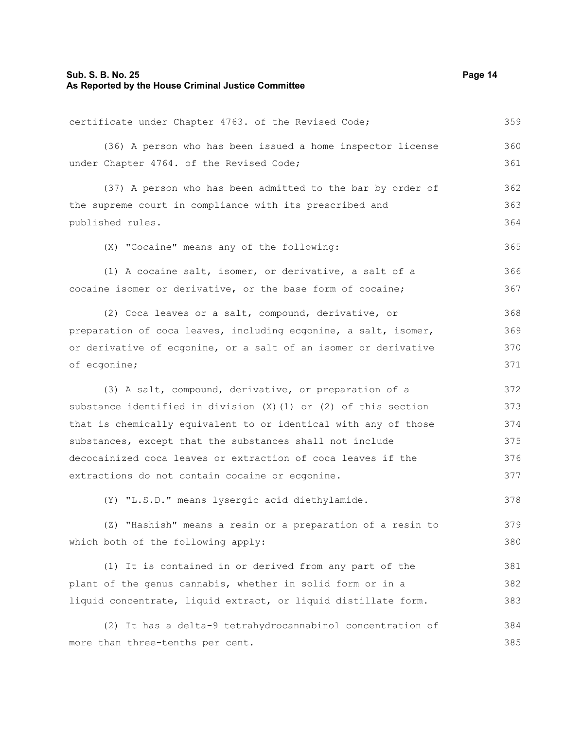certificate under Chapter 4763. of the Revised Code;

(36) A person who has been issued a home inspector license under Chapter 4764. of the Revised Code;

(37) A person who has been admitted to the bar by order of the supreme court in compliance with its prescribed and published rules.

(X) "Cocaine" means any of the following:

(1) A cocaine salt, isomer, or derivative, a salt of a cocaine isomer or derivative, or the base form of cocaine;

(2) Coca leaves or a salt, compound, derivative, or preparation of coca leaves, including ecgonine, a salt, isomer, or derivative of ecgonine, or a salt of an isomer or derivative of ecgonine;

(3) A salt, compound, derivative, or preparation of a substance identified in division (X)(1) or (2) of this section that is chemically equivalent to or identical with any of those substances, except that the substances shall not include decocainized coca leaves or extraction of coca leaves if the extractions do not contain cocaine or ecgonine.

(Y) "L.S.D." means lysergic acid diethylamide.

(Z) "Hashish" means a resin or a preparation of a resin to which both of the following apply:

(1) It is contained in or derived from any part of the plant of the genus cannabis, whether in solid form or in a liquid concentrate, liquid extract, or liquid distillate form.

(2) It has a delta-9 tetrahydrocannabinol concentration of more than three-tenths per cent.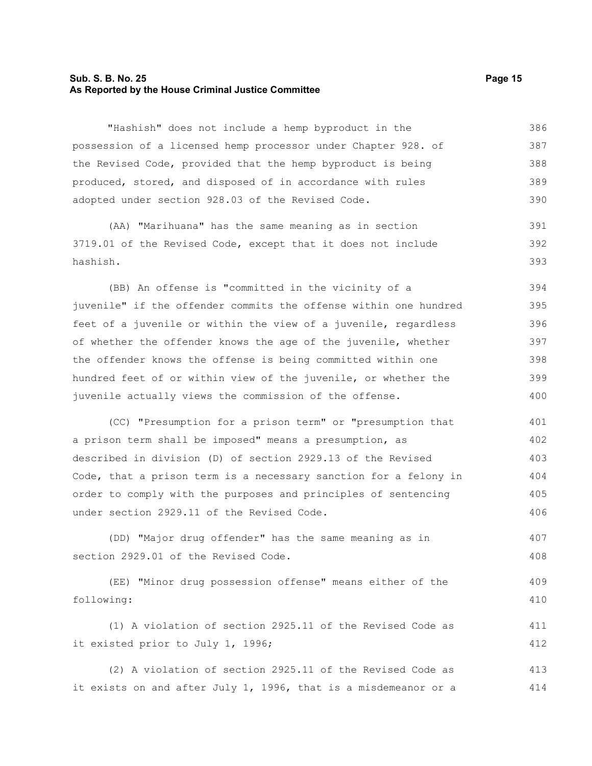"Hashish" does not include a hemp byproduct in the possession of a licensed hemp processor under Chapter 928. of the Revised Code, provided that the hemp byproduct is being produced, stored, and disposed of in accordance with rules adopted under section 928.03 of the Revised Code.

(AA) "Marihuana" has the same meaning as in section 3719.01 of the Revised Code, except that it does not include hashish.

(BB) An offense is "committed in the vicinity of a juvenile" if the offender commits the offense within one hundred feet of a juvenile or within the view of a juvenile, regardless of whether the offender knows the age of the juvenile, whether the offender knows the offense is being committed within one hundred feet of or within view of the juvenile, or whether the juvenile actually views the commission of the offense.

(CC) "Presumption for a prison term" or "presumption that a prison term shall be imposed" means a presumption, as described in division (D) of section 2929.13 of the Revised Code, that a prison term is a necessary sanction for a felony in order to comply with the purposes and principles of sentencing under section 2929.11 of the Revised Code.

(DD) "Major drug offender" has the same meaning as in section 2929.01 of the Revised Code.

(EE) "Minor drug possession offense" means either of the following:

(1) A violation of section 2925.11 of the Revised Code as it existed prior to July 1, 1996;

(2) A violation of section 2925.11 of the Revised Code as it exists on and after July 1, 1996, that is a misdemeanor or a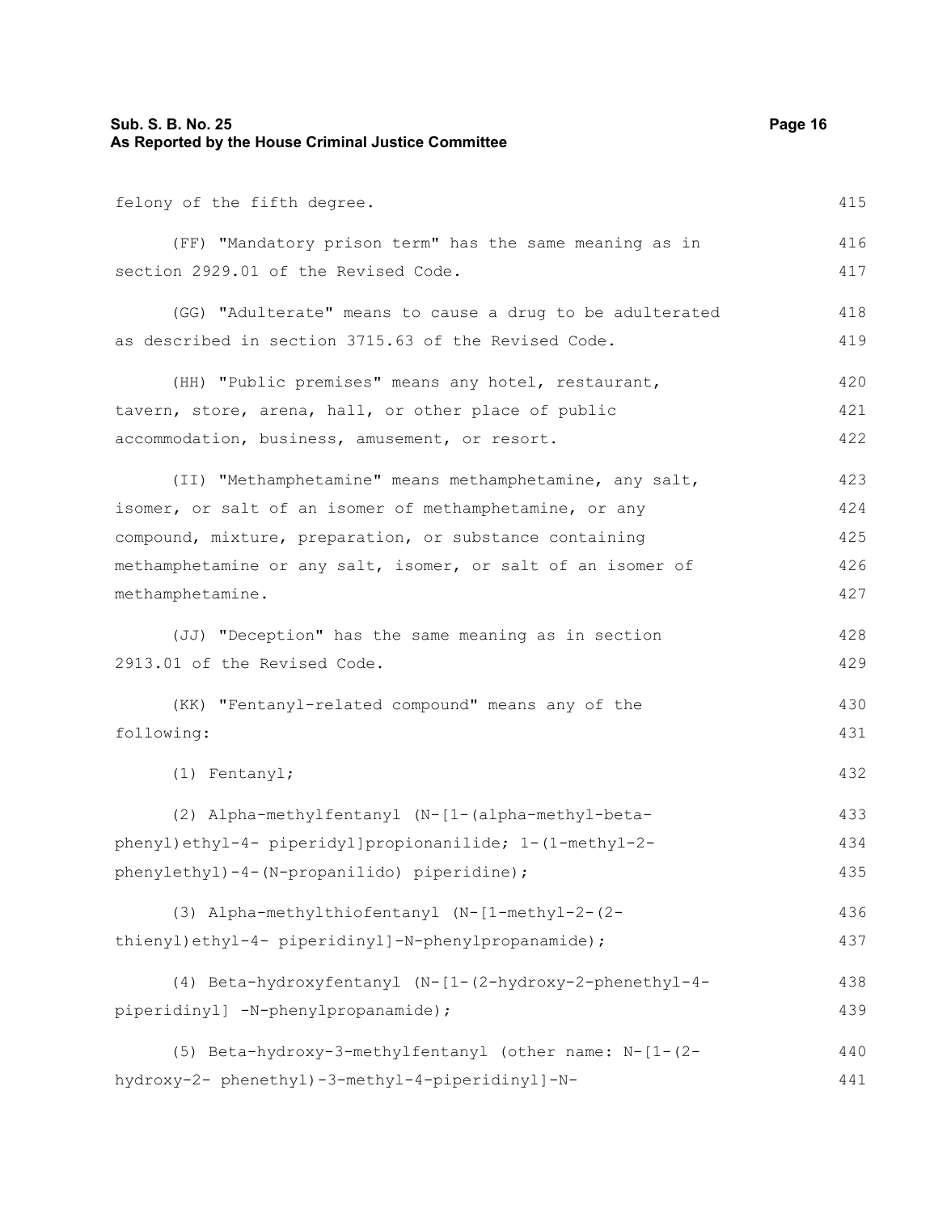felony of the fifth degree.

(FF) "Mandatory prison term" has the same meaning as in section 2929.01 of the Revised Code.

(GG) "Adulterate" means to cause a drug to be adulterated as described in section 3715.63 of the Revised Code.

(HH) "Public premises" means any hotel, restaurant, tavern, store, arena, hall, or other place of public accommodation, business, amusement, or resort.

(II) "Methamphetamine" means methamphetamine, any salt, isomer, or salt of an isomer of methamphetamine, or any compound, mixture, preparation, or substance containing methamphetamine or any salt, isomer, or salt of an isomer of methamphetamine.

(JJ) "Deception" has the same meaning as in section 2913.01 of the Revised Code.

(KK) "Fentanyl-related compound" means any of the following:

(1) Fentanyl;

(2) Alpha-methylfentanyl (N-[1-(alpha-methyl-beta-phenyl)ethyl-4- piperidyl]propionanilide; 1-(1-methyl-2-phenylethyl)-4-(N-propanilido) piperidine);

(3) Alpha-methylthiofentanyl (N-[1-methyl-2-(2-thienyl)ethyl-4- piperidinyl]-N-phenylpropanamide);

(4) Beta-hydroxyfentanyl (N-[1-(2-hydroxy-2-phenethyl-4-piperidinyl] -N-phenylpropanamide);

(5) Beta-hydroxy-3-methylfentanyl (other name: N-[1-(2-hydroxy-2- phenethyl)-3-methyl-4-piperidinyl]-N-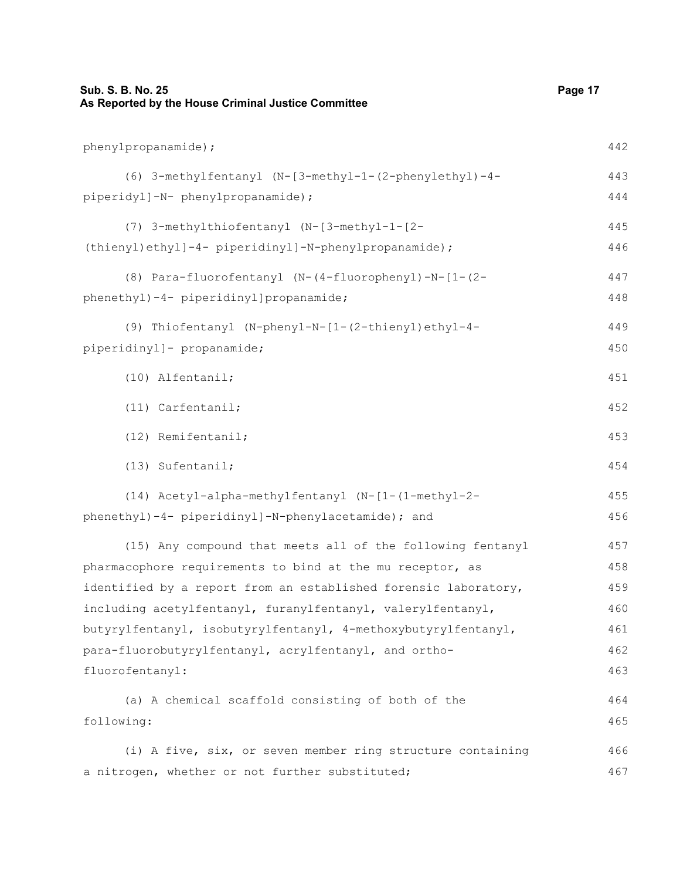phenylpropanamide);

(6) 3-methylfentanyl (N-[3-methyl-1-(2-phenylethyl)-4-piperidyl]-N- phenylpropanamide);

(7) 3-methylthiofentanyl (N-[3-methyl-1-[2-(thienyl)ethyl]-4- piperidinyl]-N-phenylpropanamide);

(8) Para-fluorofentanyl (N-(4-fluorophenyl)-N-[1-(2-phenethyl)-4- piperidinyl]propanamide;

(9) Thiofentanyl (N-phenyl-N-[1-(2-thienyl)ethyl-4-piperidinyl]- propanamide;

(10) Alfentanil;

(11) Carfentanil;

(12) Remifentanil;

(13) Sufentanil;

(14) Acetyl-alpha-methylfentanyl (N-[1-(1-methyl-2-phenethyl)-4- piperidinyl]-N-phenylacetamide); and

(15) Any compound that meets all of the following fentanyl pharmacophore requirements to bind at the mu receptor, as identified by a report from an established forensic laboratory, including acetylfentanyl, furanylfentanyl, valerylfentanyl, butyrylfentanyl, isobutyrylfentanyl, 4-methoxybutyrylfentanyl, para-fluorobutyrylfentanyl, acrylfentanyl, and ortho-fluorofentanyl:

(a) A chemical scaffold consisting of both of the following:

(i) A five, six, or seven member ring structure containing a nitrogen, whether or not further substituted;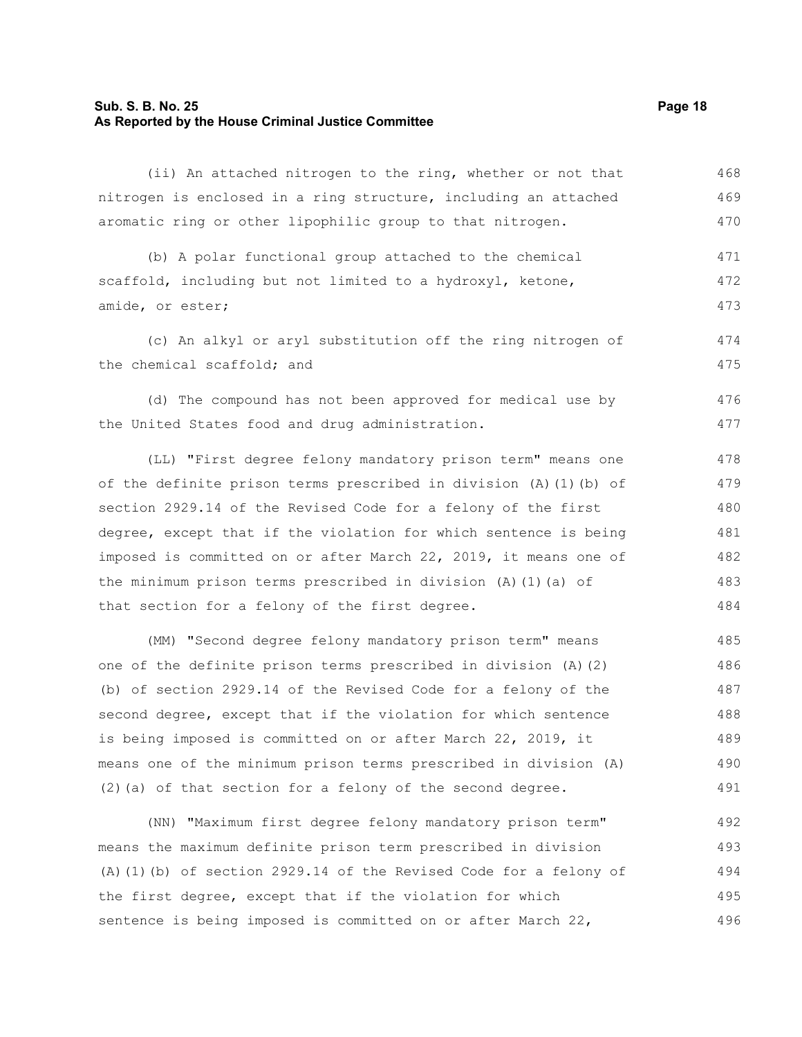(ii) An attached nitrogen to the ring, whether or not that nitrogen is enclosed in a ring structure, including an attached aromatic ring or other lipophilic group to that nitrogen.

(b) A polar functional group attached to the chemical scaffold, including but not limited to a hydroxyl, ketone, amide, or ester;

(c) An alkyl or aryl substitution off the ring nitrogen of the chemical scaffold; and

(d) The compound has not been approved for medical use by the United States food and drug administration.

(LL) "First degree felony mandatory prison term" means one of the definite prison terms prescribed in division (A)(1)(b) of section 2929.14 of the Revised Code for a felony of the first degree, except that if the violation for which sentence is being imposed is committed on or after March 22, 2019, it means one of the minimum prison terms prescribed in division (A)(1)(a) of that section for a felony of the first degree.

(MM) "Second degree felony mandatory prison term" means one of the definite prison terms prescribed in division (A)(2)(b) of section 2929.14 of the Revised Code for a felony of the second degree, except that if the violation for which sentence is being imposed is committed on or after March 22, 2019, it means one of the minimum prison terms prescribed in division (A)(2)(a) of that section for a felony of the second degree.

(NN) "Maximum first degree felony mandatory prison term" means the maximum definite prison term prescribed in division (A)(1)(b) of section 2929.14 of the Revised Code for a felony of the first degree, except that if the violation for which sentence is being imposed is committed on or after March 22,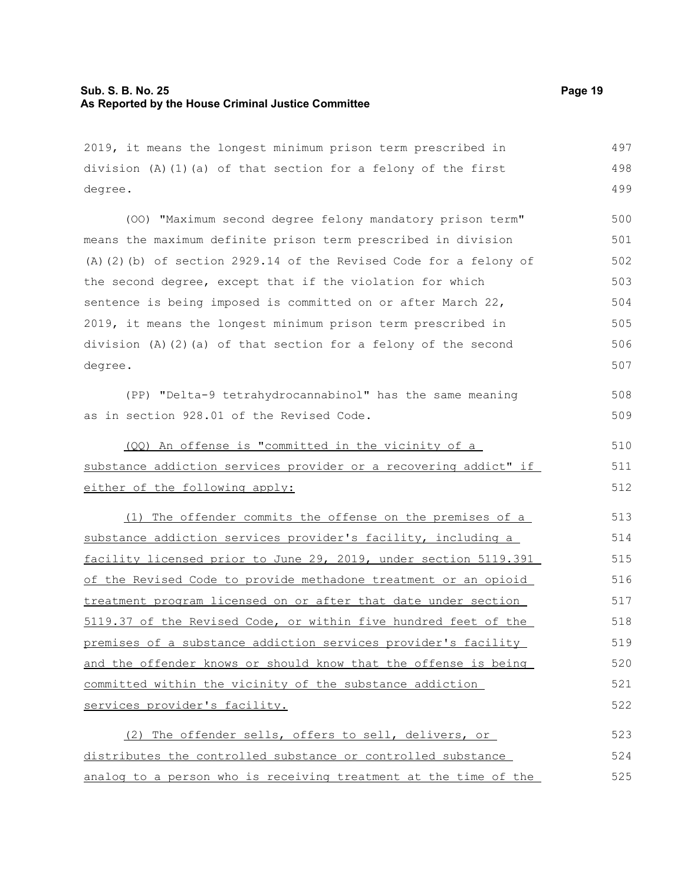2019, it means the longest minimum prison term prescribed in division (A)(1)(a) of that section for a felony of the first degree.

(OO) "Maximum second degree felony mandatory prison term" means the maximum definite prison term prescribed in division (A)(2)(b) of section 2929.14 of the Revised Code for a felony of the second degree, except that if the violation for which sentence is being imposed is committed on or after March 22, 2019, it means the longest minimum prison term prescribed in division (A)(2)(a) of that section for a felony of the second degree.

(PP) "Delta-9 tetrahydrocannabinol" has the same meaning as in section 928.01 of the Revised Code.

<u>(QQ) An offense is "committed in the vicinity of a substance addiction services provider or a recovering addict" if either of the following apply:</u>

<u>(1) The offender commits the offense on the premises of a substance addiction services provider's facility, including a facility licensed prior to June 29, 2019, under section 5119.391 of the Revised Code to provide methadone treatment or an opioid treatment program licensed on or after that date under section 5119.37 of the Revised Code, or within five hundred feet of the premises of a substance addiction services provider's facility and the offender knows or should know that the offense is being committed within the vicinity of the substance addiction services provider's facility.</u>

<u>(2) The offender sells, offers to sell, delivers, or distributes the controlled substance or controlled substance analog to a person who is receiving treatment at the time of the</u>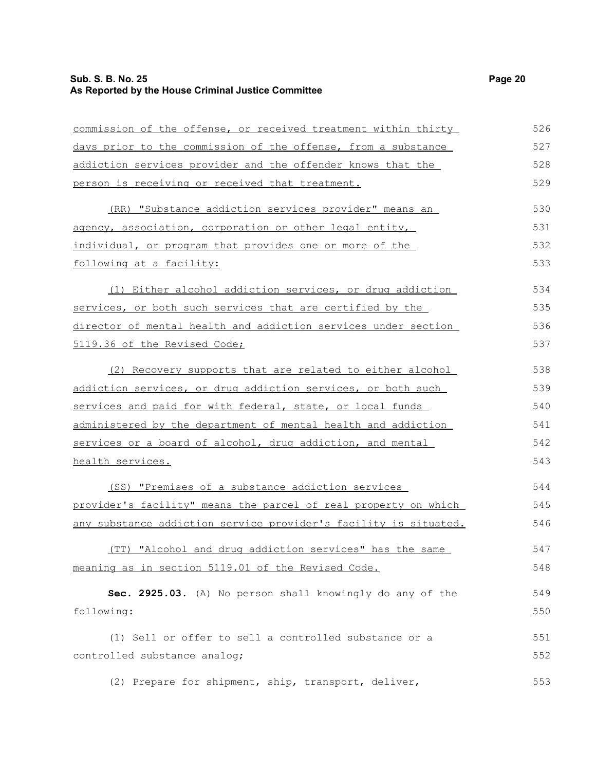commission of the offense, or received treatment within thirty days prior to the commission of the offense, from a substance addiction services provider and the offender knows that the person is receiving or received that treatment.

(RR) "Substance addiction services provider" means an agency, association, corporation or other legal entity, individual, or program that provides one or more of the following at a facility:

(1) Either alcohol addiction services, or drug addiction services, or both such services that are certified by the director of mental health and addiction services under section 5119.36 of the Revised Code;

(2) Recovery supports that are related to either alcohol addiction services, or drug addiction services, or both such services and paid for with federal, state, or local funds administered by the department of mental health and addiction services or a board of alcohol, drug addiction, and mental health services.

(SS) "Premises of a substance addiction services provider's facility" means the parcel of real property on which any substance addiction service provider's facility is situated.

(TT) "Alcohol and drug addiction services" has the same meaning as in section 5119.01 of the Revised Code.

**Sec. 2925.03.** (A) No person shall knowingly do any of the following:

(1) Sell or offer to sell a controlled substance or a controlled substance analog;

(2) Prepare for shipment, ship, transport, deliver,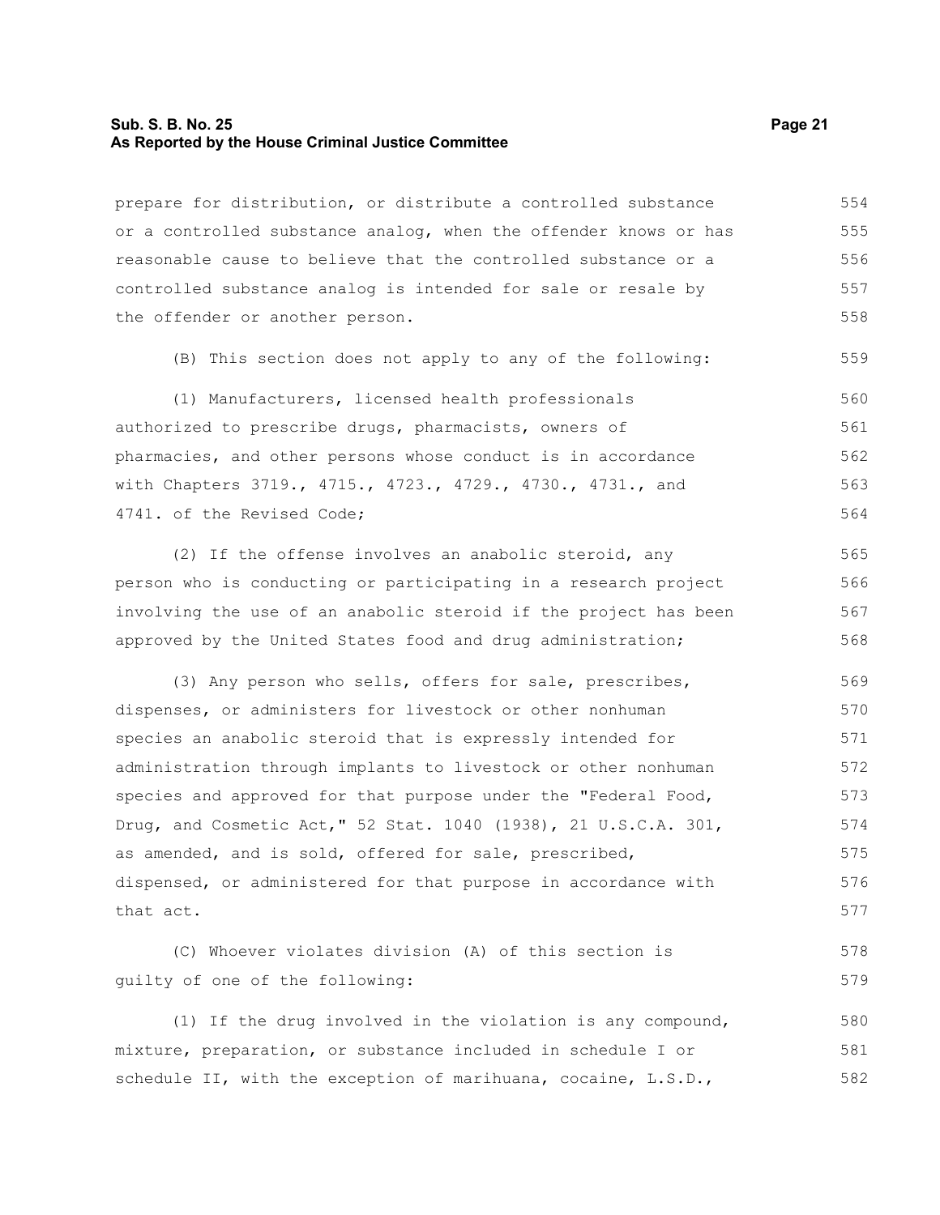prepare for distribution, or distribute a controlled substance or a controlled substance analog, when the offender knows or has reasonable cause to believe that the controlled substance or a controlled substance analog is intended for sale or resale by the offender or another person.

(B) This section does not apply to any of the following:

(1) Manufacturers, licensed health professionals authorized to prescribe drugs, pharmacists, owners of pharmacies, and other persons whose conduct is in accordance with Chapters 3719., 4715., 4723., 4729., 4730., 4731., and 4741. of the Revised Code;

(2) If the offense involves an anabolic steroid, any person who is conducting or participating in a research project involving the use of an anabolic steroid if the project has been approved by the United States food and drug administration;

(3) Any person who sells, offers for sale, prescribes, dispenses, or administers for livestock or other nonhuman species an anabolic steroid that is expressly intended for administration through implants to livestock or other nonhuman species and approved for that purpose under the "Federal Food, Drug, and Cosmetic Act," 52 Stat. 1040 (1938), 21 U.S.C.A. 301, as amended, and is sold, offered for sale, prescribed, dispensed, or administered for that purpose in accordance with that act.

(C) Whoever violates division (A) of this section is guilty of one of the following:

(1) If the drug involved in the violation is any compound, mixture, preparation, or substance included in schedule I or schedule II, with the exception of marihuana, cocaine, L.S.D.,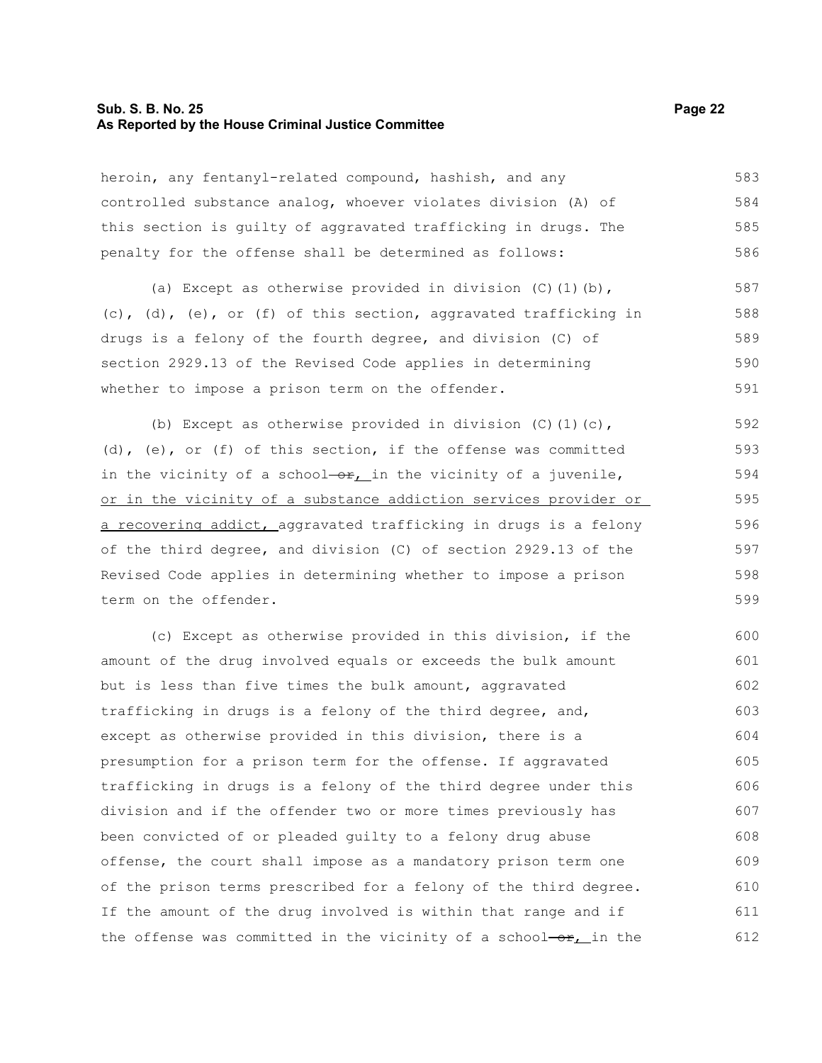heroin, any fentanyl-related compound, hashish, and any controlled substance analog, whoever violates division (A) of this section is guilty of aggravated trafficking in drugs. The penalty for the offense shall be determined as follows:

(a) Except as otherwise provided in division (C)(1)(b), (c), (d), (e), or (f) of this section, aggravated trafficking in drugs is a felony of the fourth degree, and division (C) of section 2929.13 of the Revised Code applies in determining whether to impose a prison term on the offender.

(b) Except as otherwise provided in division (C)(1)(c), (d), (e), or (f) of this section, if the offense was committed in the vicinity of a school ~~or~~<u>,</u> in the vicinity of a juvenile, <u>or in the vicinity of a substance addiction services provider or a recovering addict,</u> aggravated trafficking in drugs is a felony of the third degree, and division (C) of section 2929.13 of the Revised Code applies in determining whether to impose a prison term on the offender.

(c) Except as otherwise provided in this division, if the amount of the drug involved equals or exceeds the bulk amount but is less than five times the bulk amount, aggravated trafficking in drugs is a felony of the third degree, and, except as otherwise provided in this division, there is a presumption for a prison term for the offense. If aggravated trafficking in drugs is a felony of the third degree under this division and if the offender two or more times previously has been convicted of or pleaded guilty to a felony drug abuse offense, the court shall impose as a mandatory prison term one of the prison terms prescribed for a felony of the third degree. If the amount of the drug involved is within that range and if the offense was committed in the vicinity of a school ~~or~~<u>,</u> in the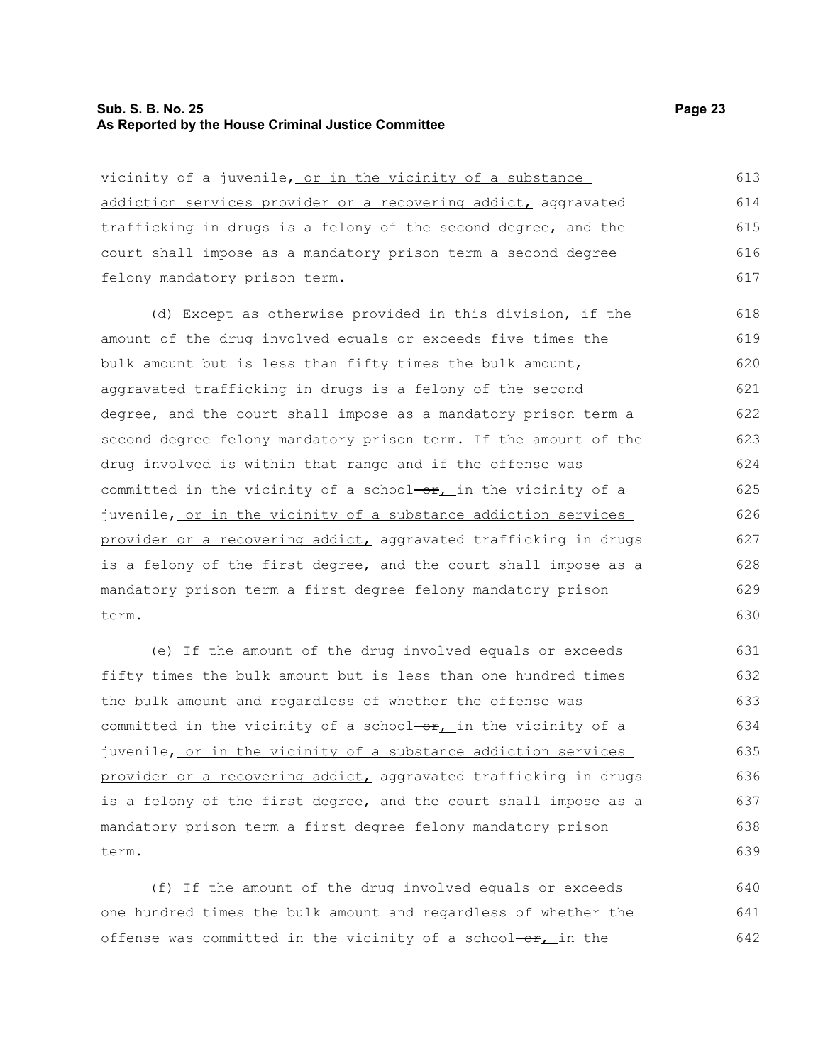vicinity of a juvenile, or in the vicinity of a substance addiction services provider or a recovering addict, aggravated trafficking in drugs is a felony of the second degree, and the court shall impose as a mandatory prison term a second degree felony mandatory prison term.

(d) Except as otherwise provided in this division, if the amount of the drug involved equals or exceeds five times the bulk amount but is less than fifty times the bulk amount, aggravated trafficking in drugs is a felony of the second degree, and the court shall impose as a mandatory prison term a second degree felony mandatory prison term. If the amount of the drug involved is within that range and if the offense was committed in the vicinity of a school ~~or~~, in the vicinity of a juvenile, or in the vicinity of a substance addiction services provider or a recovering addict, aggravated trafficking in drugs is a felony of the first degree, and the court shall impose as a mandatory prison term a first degree felony mandatory prison term.

(e) If the amount of the drug involved equals or exceeds fifty times the bulk amount but is less than one hundred times the bulk amount and regardless of whether the offense was committed in the vicinity of a school ~~or~~, in the vicinity of a juvenile, or in the vicinity of a substance addiction services provider or a recovering addict, aggravated trafficking in drugs is a felony of the first degree, and the court shall impose as a mandatory prison term a first degree felony mandatory prison term.

(f) If the amount of the drug involved equals or exceeds one hundred times the bulk amount and regardless of whether the offense was committed in the vicinity of a school ~~or~~, in the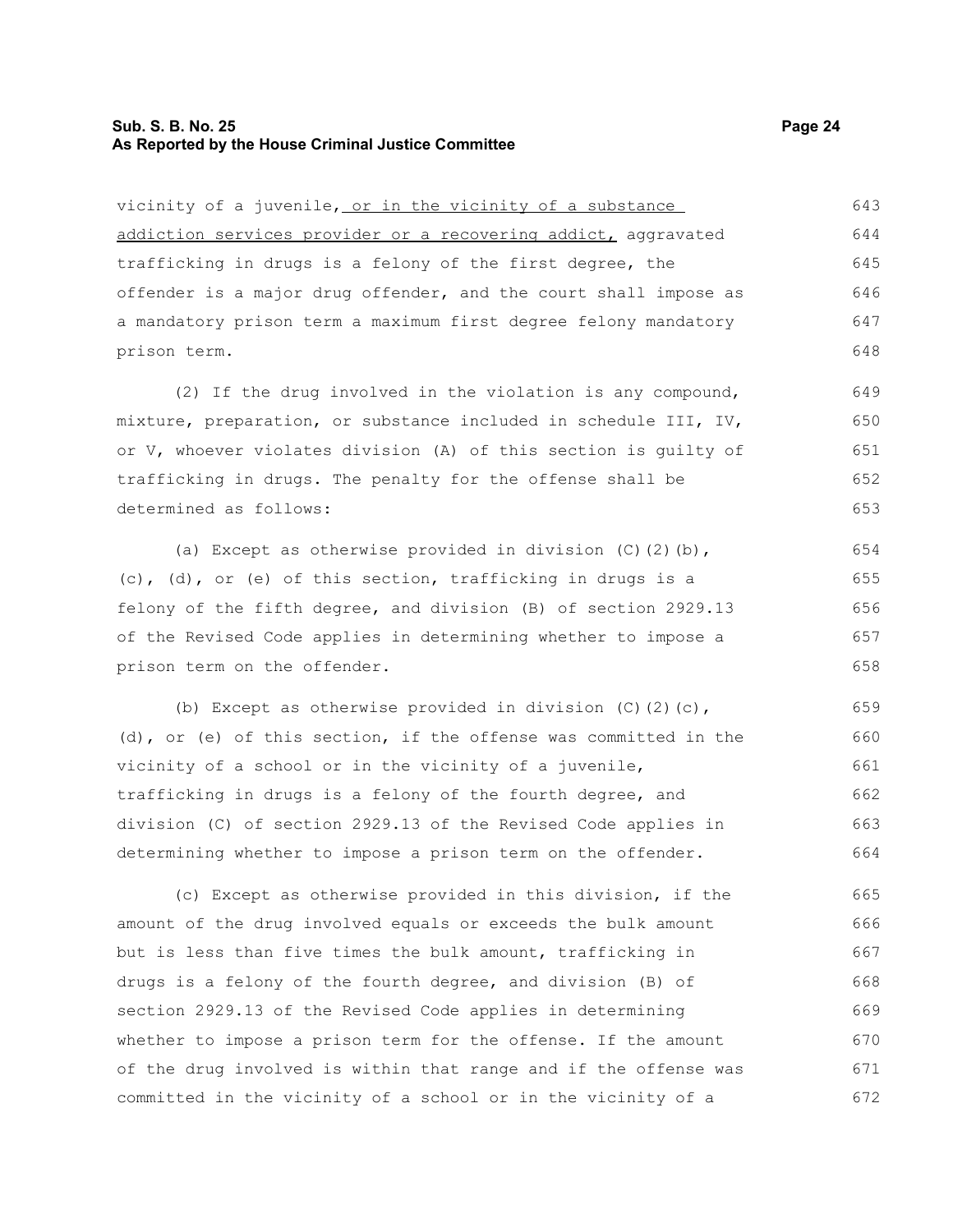vicinity of a juvenile, <u>or in the vicinity of a substance addiction services provider or a recovering addict,</u> aggravated trafficking in drugs is a felony of the first degree, the offender is a major drug offender, and the court shall impose as a mandatory prison term a maximum first degree felony mandatory prison term.

(2) If the drug involved in the violation is any compound, mixture, preparation, or substance included in schedule III, IV, or V, whoever violates division (A) of this section is guilty of trafficking in drugs. The penalty for the offense shall be determined as follows:

(a) Except as otherwise provided in division (C)(2)(b), (c), (d), or (e) of this section, trafficking in drugs is a felony of the fifth degree, and division (B) of section 2929.13 of the Revised Code applies in determining whether to impose a prison term on the offender.

(b) Except as otherwise provided in division (C)(2)(c), (d), or (e) of this section, if the offense was committed in the vicinity of a school or in the vicinity of a juvenile, trafficking in drugs is a felony of the fourth degree, and division (C) of section 2929.13 of the Revised Code applies in determining whether to impose a prison term on the offender.

(c) Except as otherwise provided in this division, if the amount of the drug involved equals or exceeds the bulk amount but is less than five times the bulk amount, trafficking in drugs is a felony of the fourth degree, and division (B) of section 2929.13 of the Revised Code applies in determining whether to impose a prison term for the offense. If the amount of the drug involved is within that range and if the offense was committed in the vicinity of a school or in the vicinity of a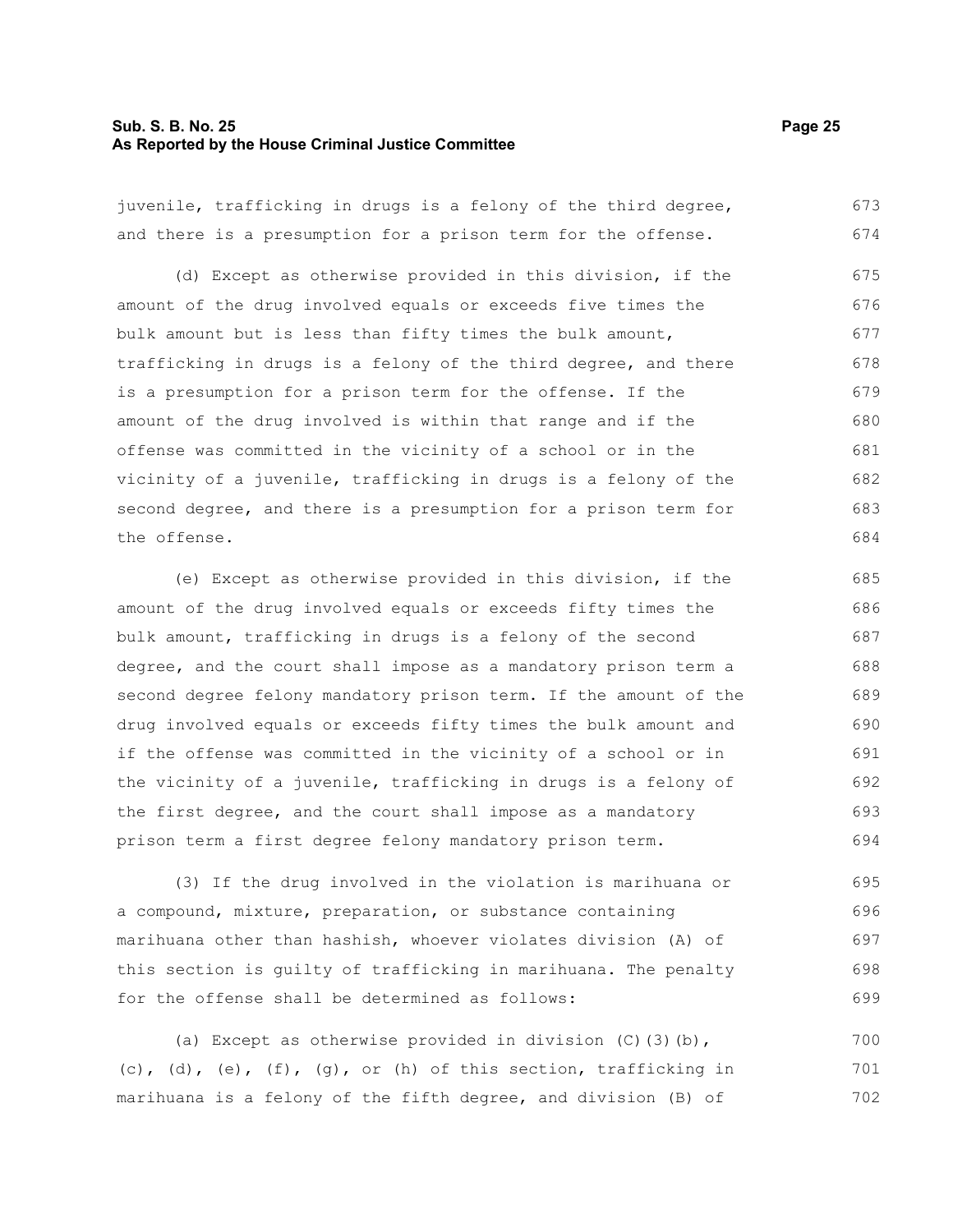juvenile, trafficking in drugs is a felony of the third degree, and there is a presumption for a prison term for the offense.

(d) Except as otherwise provided in this division, if the amount of the drug involved equals or exceeds five times the bulk amount but is less than fifty times the bulk amount, trafficking in drugs is a felony of the third degree, and there is a presumption for a prison term for the offense. If the amount of the drug involved is within that range and if the offense was committed in the vicinity of a school or in the vicinity of a juvenile, trafficking in drugs is a felony of the second degree, and there is a presumption for a prison term for the offense.

(e) Except as otherwise provided in this division, if the amount of the drug involved equals or exceeds fifty times the bulk amount, trafficking in drugs is a felony of the second degree, and the court shall impose as a mandatory prison term a second degree felony mandatory prison term. If the amount of the drug involved equals or exceeds fifty times the bulk amount and if the offense was committed in the vicinity of a school or in the vicinity of a juvenile, trafficking in drugs is a felony of the first degree, and the court shall impose as a mandatory prison term a first degree felony mandatory prison term.

(3) If the drug involved in the violation is marihuana or a compound, mixture, preparation, or substance containing marihuana other than hashish, whoever violates division (A) of this section is guilty of trafficking in marihuana. The penalty for the offense shall be determined as follows:

(a) Except as otherwise provided in division (C)(3)(b), (c), (d), (e), (f), (g), or (h) of this section, trafficking in marihuana is a felony of the fifth degree, and division (B) of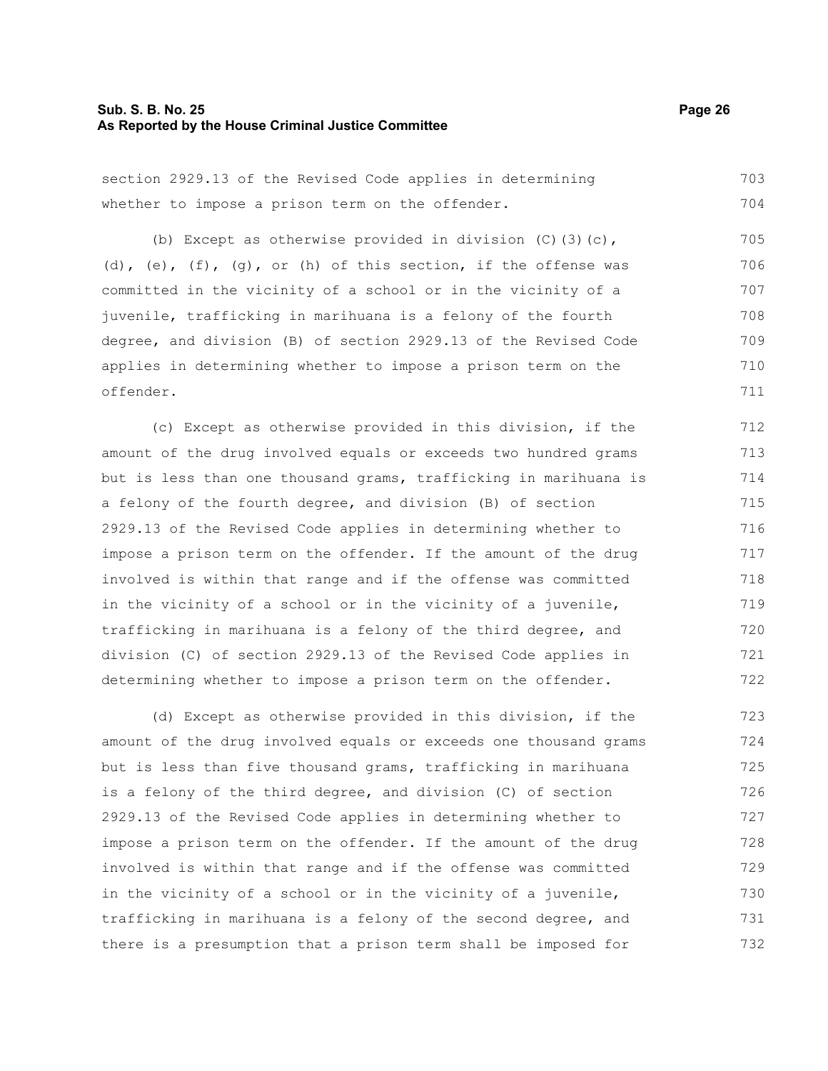section 2929.13 of the Revised Code applies in determining whether to impose a prison term on the offender.

(b) Except as otherwise provided in division (C)(3)(c), (d), (e), (f), (g), or (h) of this section, if the offense was committed in the vicinity of a school or in the vicinity of a juvenile, trafficking in marihuana is a felony of the fourth degree, and division (B) of section 2929.13 of the Revised Code applies in determining whether to impose a prison term on the offender.

(c) Except as otherwise provided in this division, if the amount of the drug involved equals or exceeds two hundred grams but is less than one thousand grams, trafficking in marihuana is a felony of the fourth degree, and division (B) of section 2929.13 of the Revised Code applies in determining whether to impose a prison term on the offender. If the amount of the drug involved is within that range and if the offense was committed in the vicinity of a school or in the vicinity of a juvenile, trafficking in marihuana is a felony of the third degree, and division (C) of section 2929.13 of the Revised Code applies in determining whether to impose a prison term on the offender.

(d) Except as otherwise provided in this division, if the amount of the drug involved equals or exceeds one thousand grams but is less than five thousand grams, trafficking in marihuana is a felony of the third degree, and division (C) of section 2929.13 of the Revised Code applies in determining whether to impose a prison term on the offender. If the amount of the drug involved is within that range and if the offense was committed in the vicinity of a school or in the vicinity of a juvenile, trafficking in marihuana is a felony of the second degree, and there is a presumption that a prison term shall be imposed for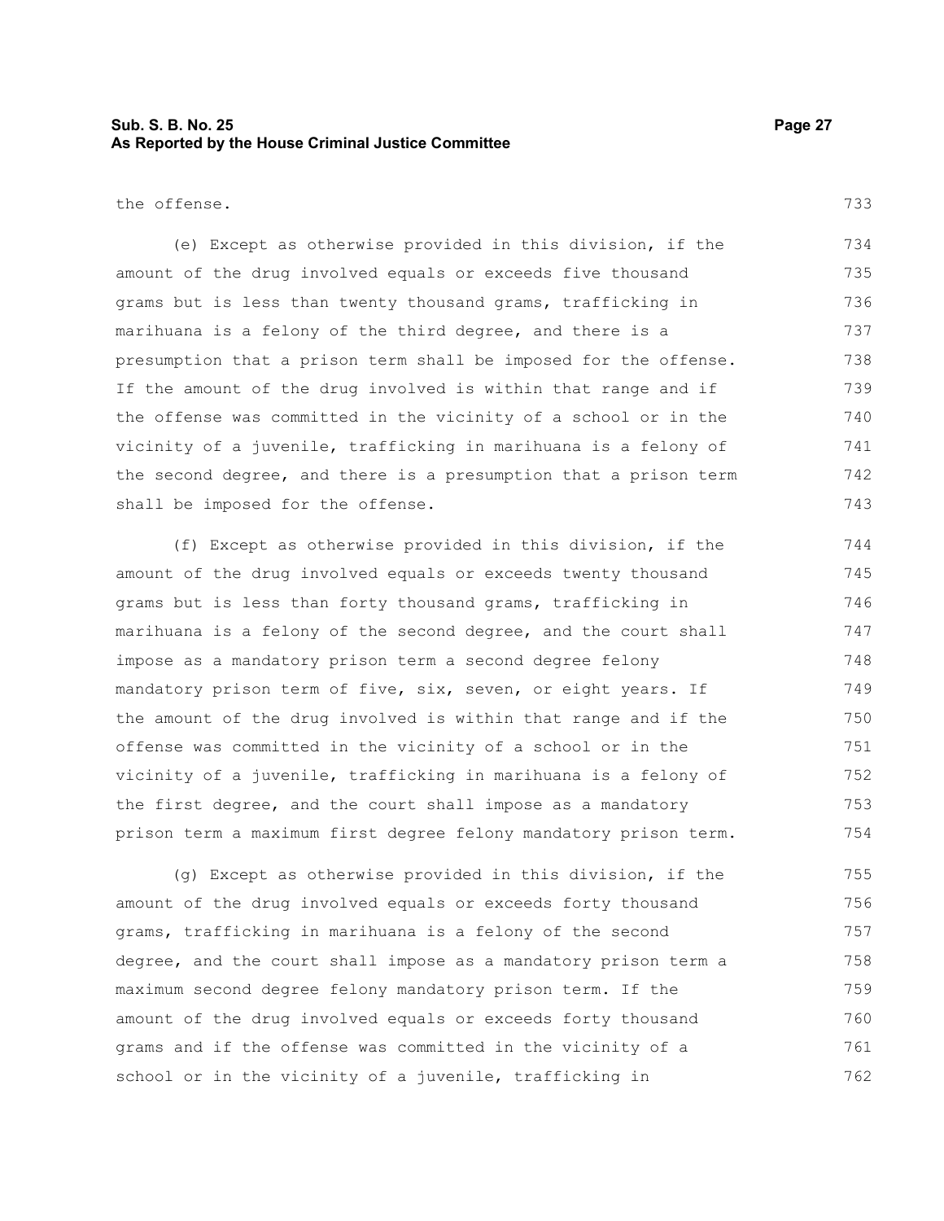the offense.

(e) Except as otherwise provided in this division, if the amount of the drug involved equals or exceeds five thousand grams but is less than twenty thousand grams, trafficking in marihuana is a felony of the third degree, and there is a presumption that a prison term shall be imposed for the offense. If the amount of the drug involved is within that range and if the offense was committed in the vicinity of a school or in the vicinity of a juvenile, trafficking in marihuana is a felony of the second degree, and there is a presumption that a prison term shall be imposed for the offense.

(f) Except as otherwise provided in this division, if the amount of the drug involved equals or exceeds twenty thousand grams but is less than forty thousand grams, trafficking in marihuana is a felony of the second degree, and the court shall impose as a mandatory prison term a second degree felony mandatory prison term of five, six, seven, or eight years. If the amount of the drug involved is within that range and if the offense was committed in the vicinity of a school or in the vicinity of a juvenile, trafficking in marihuana is a felony of the first degree, and the court shall impose as a mandatory prison term a maximum first degree felony mandatory prison term.

(g) Except as otherwise provided in this division, if the amount of the drug involved equals or exceeds forty thousand grams, trafficking in marihuana is a felony of the second degree, and the court shall impose as a mandatory prison term a maximum second degree felony mandatory prison term. If the amount of the drug involved equals or exceeds forty thousand grams and if the offense was committed in the vicinity of a school or in the vicinity of a juvenile, trafficking in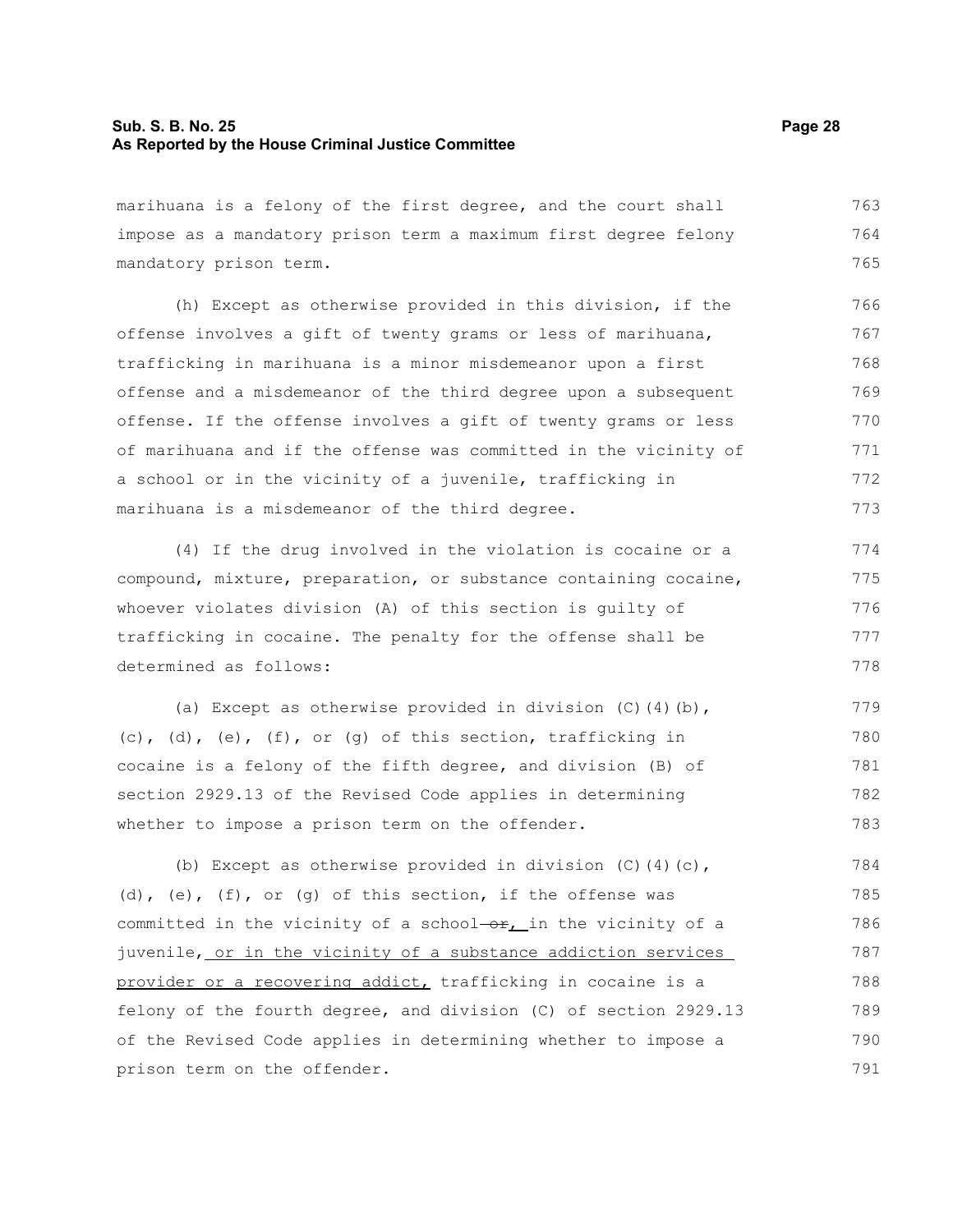marihuana is a felony of the first degree, and the court shall impose as a mandatory prison term a maximum first degree felony mandatory prison term.

(h) Except as otherwise provided in this division, if the offense involves a gift of twenty grams or less of marihuana, trafficking in marihuana is a minor misdemeanor upon a first offense and a misdemeanor of the third degree upon a subsequent offense. If the offense involves a gift of twenty grams or less of marihuana and if the offense was committed in the vicinity of a school or in the vicinity of a juvenile, trafficking in marihuana is a misdemeanor of the third degree.

(4) If the drug involved in the violation is cocaine or a compound, mixture, preparation, or substance containing cocaine, whoever violates division (A) of this section is guilty of trafficking in cocaine. The penalty for the offense shall be determined as follows:

(a) Except as otherwise provided in division (C)(4)(b), (c), (d), (e), (f), or (g) of this section, trafficking in cocaine is a felony of the fifth degree, and division (B) of section 2929.13 of the Revised Code applies in determining whether to impose a prison term on the offender.

(b) Except as otherwise provided in division (C)(4)(c), (d), (e), (f), or (g) of this section, if the offense was committed in the vicinity of a school ~~or~~, in the vicinity of a juvenile, <u>or in the vicinity of a substance addiction services provider or a recovering addict,</u> trafficking in cocaine is a felony of the fourth degree, and division (C) of section 2929.13 of the Revised Code applies in determining whether to impose a prison term on the offender.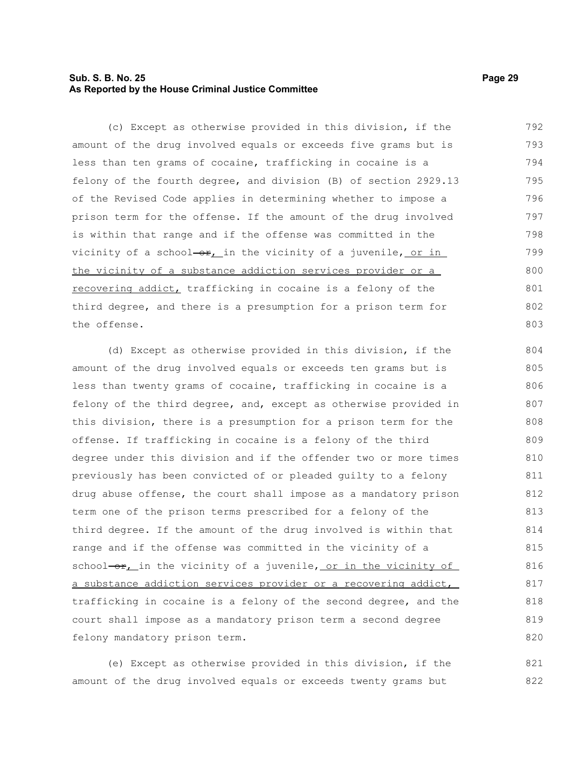(c) Except as otherwise provided in this division, if the amount of the drug involved equals or exceeds five grams but is less than ten grams of cocaine, trafficking in cocaine is a felony of the fourth degree, and division (B) of section 2929.13 of the Revised Code applies in determining whether to impose a prison term for the offense. If the amount of the drug involved is within that range and if the offense was committed in the vicinity of a school ~~or~~, in the vicinity of a juvenile, <u>or in the vicinity of a substance addiction services provider or a recovering addict,</u> trafficking in cocaine is a felony of the third degree, and there is a presumption for a prison term for the offense.

(d) Except as otherwise provided in this division, if the amount of the drug involved equals or exceeds ten grams but is less than twenty grams of cocaine, trafficking in cocaine is a felony of the third degree, and, except as otherwise provided in this division, there is a presumption for a prison term for the offense. If trafficking in cocaine is a felony of the third degree under this division and if the offender two or more times previously has been convicted of or pleaded guilty to a felony drug abuse offense, the court shall impose as a mandatory prison term one of the prison terms prescribed for a felony of the third degree. If the amount of the drug involved is within that range and if the offense was committed in the vicinity of a school ~~or~~, in the vicinity of a juvenile, <u>or in the vicinity of a substance addiction services provider or a recovering addict,</u> trafficking in cocaine is a felony of the second degree, and the court shall impose as a mandatory prison term a second degree felony mandatory prison term.

(e) Except as otherwise provided in this division, if the amount of the drug involved equals or exceeds twenty grams but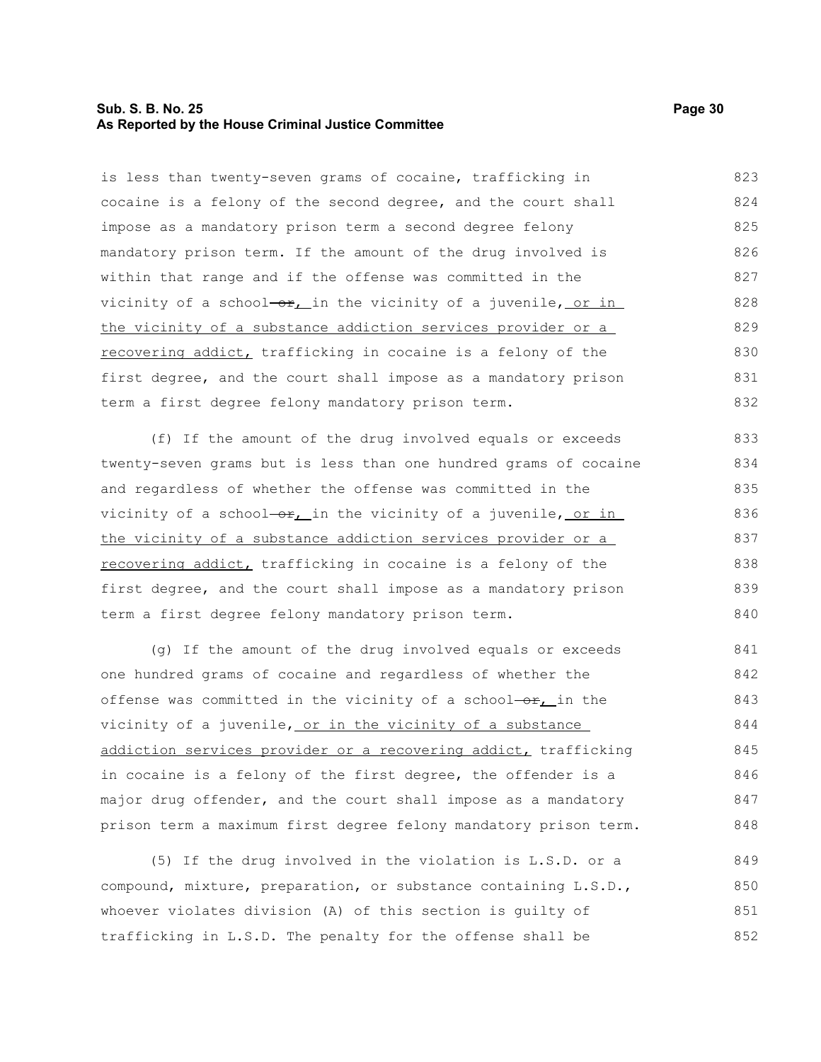is less than twenty-seven grams of cocaine, trafficking in cocaine is a felony of the second degree, and the court shall impose as a mandatory prison term a second degree felony mandatory prison term. If the amount of the drug involved is within that range and if the offense was committed in the vicinity of a school ~~or~~, in the vicinity of a juvenile, or in the vicinity of a substance addiction services provider or a recovering addict, trafficking in cocaine is a felony of the first degree, and the court shall impose as a mandatory prison term a first degree felony mandatory prison term.

(f) If the amount of the drug involved equals or exceeds twenty-seven grams but is less than one hundred grams of cocaine and regardless of whether the offense was committed in the vicinity of a school ~~or~~, in the vicinity of a juvenile, or in the vicinity of a substance addiction services provider or a recovering addict, trafficking in cocaine is a felony of the first degree, and the court shall impose as a mandatory prison term a first degree felony mandatory prison term.

(g) If the amount of the drug involved equals or exceeds one hundred grams of cocaine and regardless of whether the offense was committed in the vicinity of a school ~~or~~, in the vicinity of a juvenile, or in the vicinity of a substance addiction services provider or a recovering addict, trafficking in cocaine is a felony of the first degree, the offender is a major drug offender, and the court shall impose as a mandatory prison term a maximum first degree felony mandatory prison term.

(5) If the drug involved in the violation is L.S.D. or a compound, mixture, preparation, or substance containing L.S.D., whoever violates division (A) of this section is guilty of trafficking in L.S.D. The penalty for the offense shall be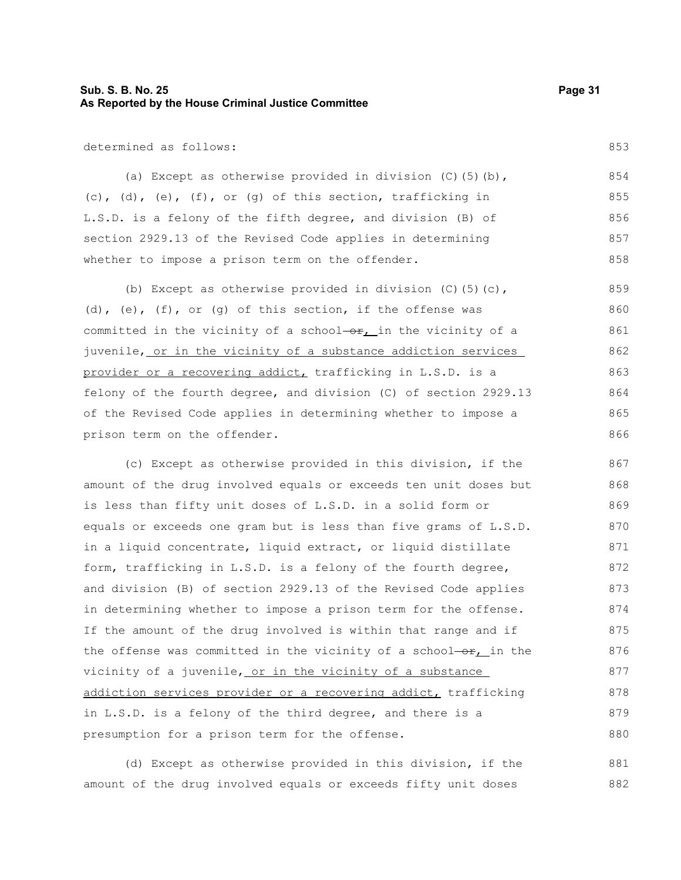determined as follows:

(a) Except as otherwise provided in division (C)(5)(b), (c), (d), (e), (f), or (g) of this section, trafficking in L.S.D. is a felony of the fifth degree, and division (B) of section 2929.13 of the Revised Code applies in determining whether to impose a prison term on the offender.

(b) Except as otherwise provided in division (C)(5)(c), (d), (e), (f), or (g) of this section, if the offense was committed in the vicinity of a school ~~or~~, in the vicinity of a juvenile, or in the vicinity of a substance addiction services provider or a recovering addict, trafficking in L.S.D. is a felony of the fourth degree, and division (C) of section 2929.13 of the Revised Code applies in determining whether to impose a prison term on the offender.

(c) Except as otherwise provided in this division, if the amount of the drug involved equals or exceeds ten unit doses but is less than fifty unit doses of L.S.D. in a solid form or equals or exceeds one gram but is less than five grams of L.S.D. in a liquid concentrate, liquid extract, or liquid distillate form, trafficking in L.S.D. is a felony of the fourth degree, and division (B) of section 2929.13 of the Revised Code applies in determining whether to impose a prison term for the offense. If the amount of the drug involved is within that range and if the offense was committed in the vicinity of a school ~~or~~, in the vicinity of a juvenile, or in the vicinity of a substance addiction services provider or a recovering addict, trafficking in L.S.D. is a felony of the third degree, and there is a presumption for a prison term for the offense.

(d) Except as otherwise provided in this division, if the amount of the drug involved equals or exceeds fifty unit doses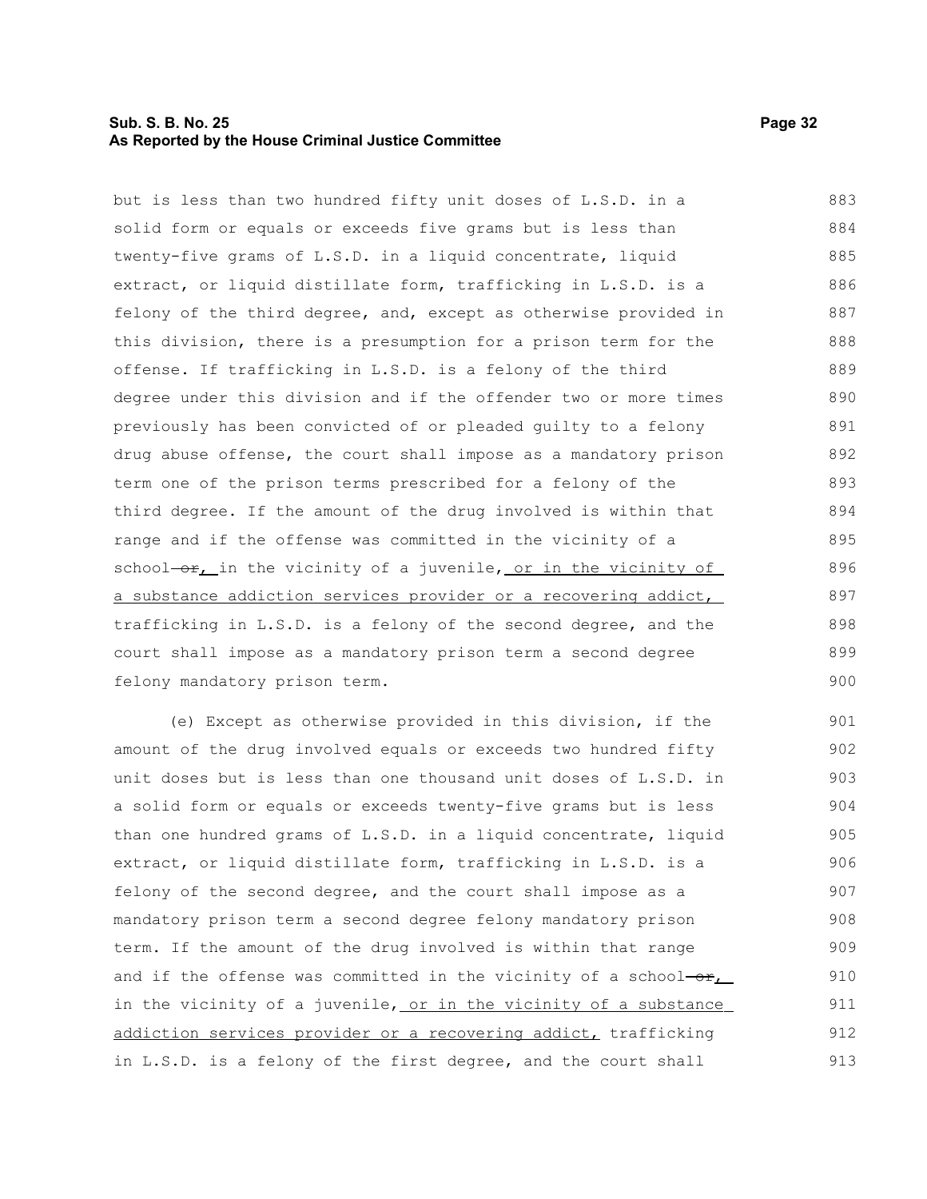but is less than two hundred fifty unit doses of L.S.D. in a solid form or equals or exceeds five grams but is less than twenty-five grams of L.S.D. in a liquid concentrate, liquid extract, or liquid distillate form, trafficking in L.S.D. is a felony of the third degree, and, except as otherwise provided in this division, there is a presumption for a prison term for the offense. If trafficking in L.S.D. is a felony of the third degree under this division and if the offender two or more times previously has been convicted of or pleaded guilty to a felony drug abuse offense, the court shall impose as a mandatory prison term one of the prison terms prescribed for a felony of the third degree. If the amount of the drug involved is within that range and if the offense was committed in the vicinity of a school ~~or~~, in the vicinity of a juvenile, or in the vicinity of a substance addiction services provider or a recovering addict, trafficking in L.S.D. is a felony of the second degree, and the court shall impose as a mandatory prison term a second degree felony mandatory prison term.

(e) Except as otherwise provided in this division, if the amount of the drug involved equals or exceeds two hundred fifty unit doses but is less than one thousand unit doses of L.S.D. in a solid form or equals or exceeds twenty-five grams but is less than one hundred grams of L.S.D. in a liquid concentrate, liquid extract, or liquid distillate form, trafficking in L.S.D. is a felony of the second degree, and the court shall impose as a mandatory prison term a second degree felony mandatory prison term. If the amount of the drug involved is within that range and if the offense was committed in the vicinity of a school ~~or~~, in the vicinity of a juvenile, or in the vicinity of a substance addiction services provider or a recovering addict, trafficking in L.S.D. is a felony of the first degree, and the court shall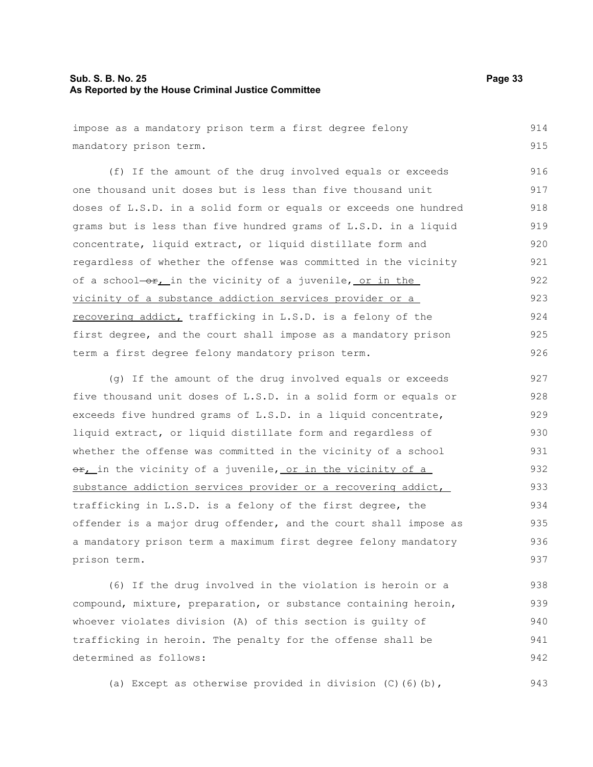impose as a mandatory prison term a first degree felony mandatory prison term.

(f) If the amount of the drug involved equals or exceeds one thousand unit doses but is less than five thousand unit doses of L.S.D. in a solid form or equals or exceeds one hundred grams but is less than five hundred grams of L.S.D. in a liquid concentrate, liquid extract, or liquid distillate form and regardless of whether the offense was committed in the vicinity of a school ~~or~~, in the vicinity of a juvenile, <u>or in the vicinity of a substance addiction services provider or a recovering addict,</u> trafficking in L.S.D. is a felony of the first degree, and the court shall impose as a mandatory prison term a first degree felony mandatory prison term.

(g) If the amount of the drug involved equals or exceeds five thousand unit doses of L.S.D. in a solid form or equals or exceeds five hundred grams of L.S.D. in a liquid concentrate, liquid extract, or liquid distillate form and regardless of whether the offense was committed in the vicinity of a school ~~or~~, in the vicinity of a juvenile, <u>or in the vicinity of a substance addiction services provider or a recovering addict,</u> trafficking in L.S.D. is a felony of the first degree, the offender is a major drug offender, and the court shall impose as a mandatory prison term a maximum first degree felony mandatory prison term.

(6) If the drug involved in the violation is heroin or a compound, mixture, preparation, or substance containing heroin, whoever violates division (A) of this section is guilty of trafficking in heroin. The penalty for the offense shall be determined as follows:

(a) Except as otherwise provided in division (C)(6)(b),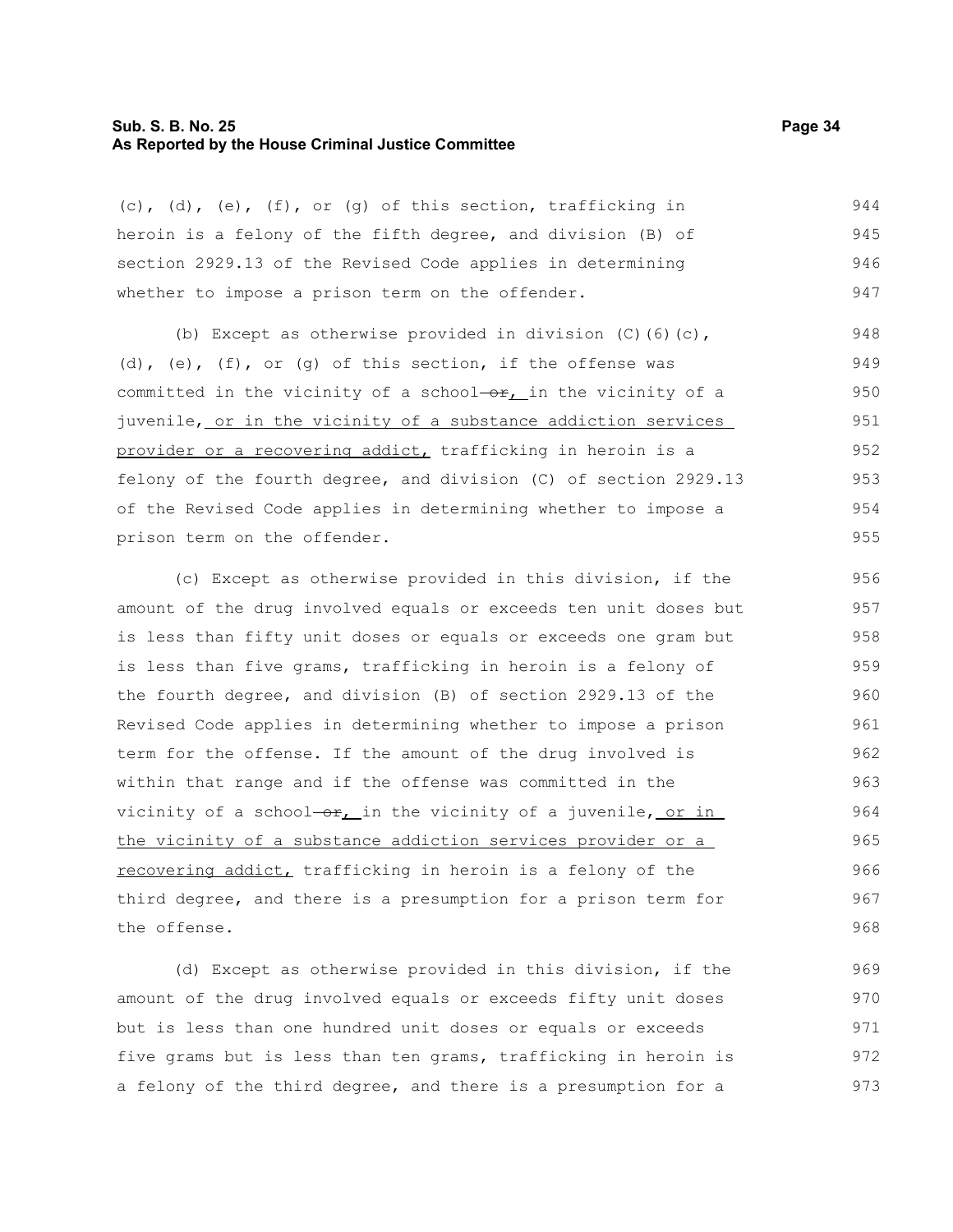(c), (d), (e), (f), or (g) of this section, trafficking in heroin is a felony of the fifth degree, and division (B) of section 2929.13 of the Revised Code applies in determining whether to impose a prison term on the offender.

(b) Except as otherwise provided in division (C)(6)(c), (d), (e), (f), or (g) of this section, if the offense was committed in the vicinity of a school ~~or~~, in the vicinity of a juvenile, or in the vicinity of a substance addiction services provider or a recovering addict, trafficking in heroin is a felony of the fourth degree, and division (C) of section 2929.13 of the Revised Code applies in determining whether to impose a prison term on the offender.

(c) Except as otherwise provided in this division, if the amount of the drug involved equals or exceeds ten unit doses but is less than fifty unit doses or equals or exceeds one gram but is less than five grams, trafficking in heroin is a felony of the fourth degree, and division (B) of section 2929.13 of the Revised Code applies in determining whether to impose a prison term for the offense. If the amount of the drug involved is within that range and if the offense was committed in the vicinity of a school ~~or~~, in the vicinity of a juvenile, or in the vicinity of a substance addiction services provider or a recovering addict, trafficking in heroin is a felony of the third degree, and there is a presumption for a prison term for the offense.

(d) Except as otherwise provided in this division, if the amount of the drug involved equals or exceeds fifty unit doses but is less than one hundred unit doses or equals or exceeds five grams but is less than ten grams, trafficking in heroin is a felony of the third degree, and there is a presumption for a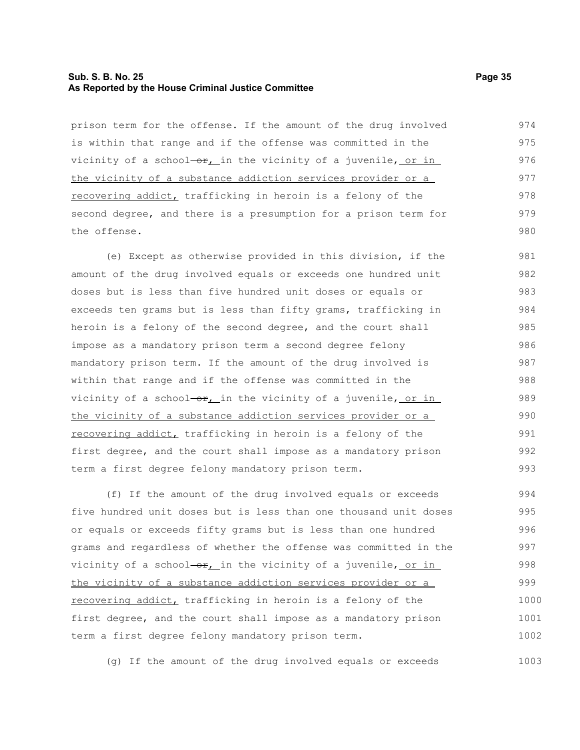prison term for the offense. If the amount of the drug involved is within that range and if the offense was committed in the vicinity of a school ~~or~~, in the vicinity of a juvenile, or in the vicinity of a substance addiction services provider or a recovering addict, trafficking in heroin is a felony of the second degree, and there is a presumption for a prison term for the offense.

(e) Except as otherwise provided in this division, if the amount of the drug involved equals or exceeds one hundred unit doses but is less than five hundred unit doses or equals or exceeds ten grams but is less than fifty grams, trafficking in heroin is a felony of the second degree, and the court shall impose as a mandatory prison term a second degree felony mandatory prison term. If the amount of the drug involved is within that range and if the offense was committed in the vicinity of a school ~~or~~, in the vicinity of a juvenile, or in the vicinity of a substance addiction services provider or a recovering addict, trafficking in heroin is a felony of the first degree, and the court shall impose as a mandatory prison term a first degree felony mandatory prison term.

(f) If the amount of the drug involved equals or exceeds five hundred unit doses but is less than one thousand unit doses or equals or exceeds fifty grams but is less than one hundred grams and regardless of whether the offense was committed in the vicinity of a school ~~or~~, in the vicinity of a juvenile, or in the vicinity of a substance addiction services provider or a recovering addict, trafficking in heroin is a felony of the first degree, and the court shall impose as a mandatory prison term a first degree felony mandatory prison term.

(g) If the amount of the drug involved equals or exceeds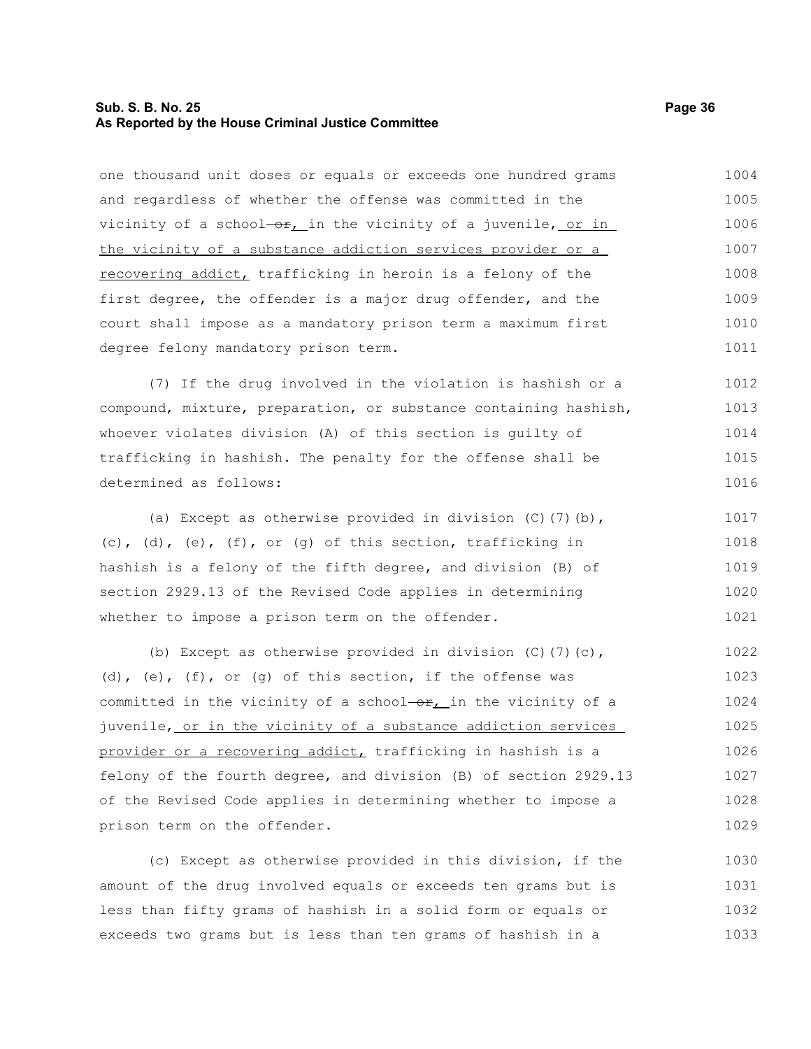one thousand unit doses or equals or exceeds one hundred grams and regardless of whether the offense was committed in the vicinity of a school ~~or~~, in the vicinity of a juvenile, or in the vicinity of a substance addiction services provider or a recovering addict, trafficking in heroin is a felony of the first degree, the offender is a major drug offender, and the court shall impose as a mandatory prison term a maximum first degree felony mandatory prison term.

(7) If the drug involved in the violation is hashish or a compound, mixture, preparation, or substance containing hashish, whoever violates division (A) of this section is guilty of trafficking in hashish. The penalty for the offense shall be determined as follows:

(a) Except as otherwise provided in division (C)(7)(b), (c), (d), (e), (f), or (g) of this section, trafficking in hashish is a felony of the fifth degree, and division (B) of section 2929.13 of the Revised Code applies in determining whether to impose a prison term on the offender.

(b) Except as otherwise provided in division (C)(7)(c), (d), (e), (f), or (g) of this section, if the offense was committed in the vicinity of a school ~~or~~, in the vicinity of a juvenile, or in the vicinity of a substance addiction services provider or a recovering addict, trafficking in hashish is a felony of the fourth degree, and division (B) of section 2929.13 of the Revised Code applies in determining whether to impose a prison term on the offender.

(c) Except as otherwise provided in this division, if the amount of the drug involved equals or exceeds ten grams but is less than fifty grams of hashish in a solid form or equals or exceeds two grams but is less than ten grams of hashish in a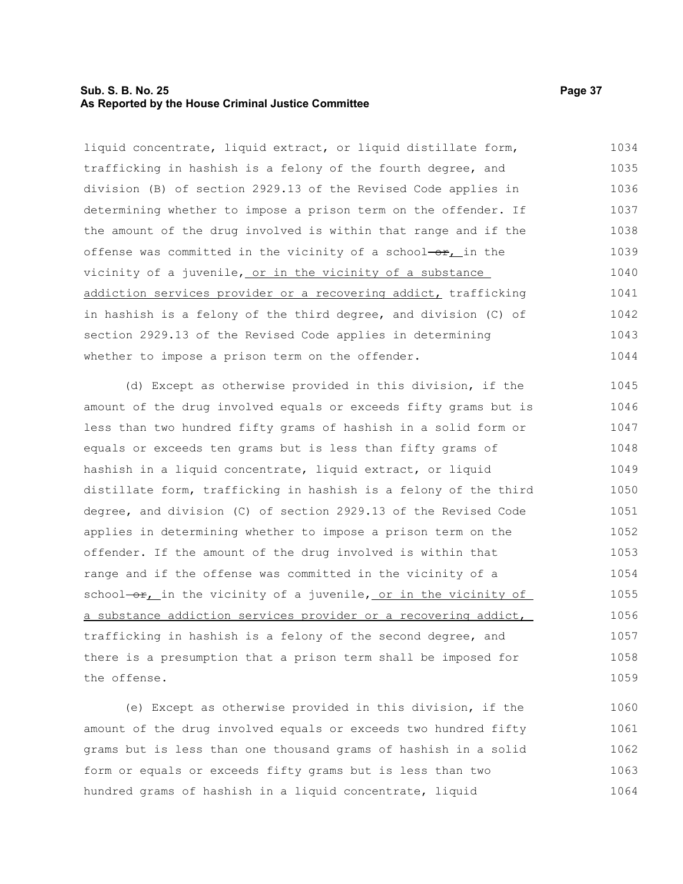liquid concentrate, liquid extract, or liquid distillate form, trafficking in hashish is a felony of the fourth degree, and division (B) of section 2929.13 of the Revised Code applies in determining whether to impose a prison term on the offender. If the amount of the drug involved is within that range and if the offense was committed in the vicinity of a school ~~or~~, in the vicinity of a juvenile, or in the vicinity of a substance addiction services provider or a recovering addict, trafficking in hashish is a felony of the third degree, and division (C) of section 2929.13 of the Revised Code applies in determining whether to impose a prison term on the offender.

(d) Except as otherwise provided in this division, if the amount of the drug involved equals or exceeds fifty grams but is less than two hundred fifty grams of hashish in a solid form or equals or exceeds ten grams but is less than fifty grams of hashish in a liquid concentrate, liquid extract, or liquid distillate form, trafficking in hashish is a felony of the third degree, and division (C) of section 2929.13 of the Revised Code applies in determining whether to impose a prison term on the offender. If the amount of the drug involved is within that range and if the offense was committed in the vicinity of a school ~~or~~, in the vicinity of a juvenile, or in the vicinity of a substance addiction services provider or a recovering addict, trafficking in hashish is a felony of the second degree, and there is a presumption that a prison term shall be imposed for the offense.

(e) Except as otherwise provided in this division, if the amount of the drug involved equals or exceeds two hundred fifty grams but is less than one thousand grams of hashish in a solid form or equals or exceeds fifty grams but is less than two hundred grams of hashish in a liquid concentrate, liquid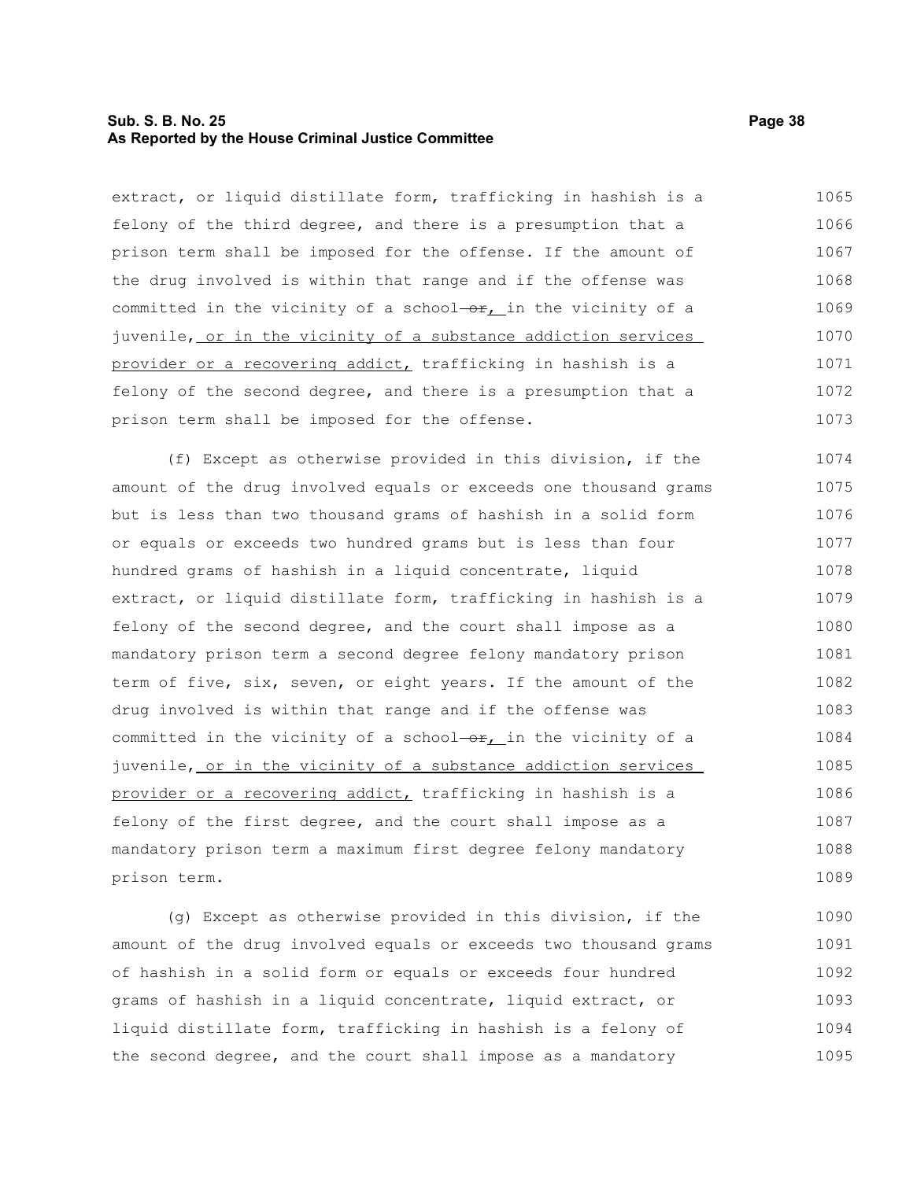extract, or liquid distillate form, trafficking in hashish is a felony of the third degree, and there is a presumption that a prison term shall be imposed for the offense. If the amount of the drug involved is within that range and if the offense was committed in the vicinity of a school ~~or~~, in the vicinity of a juvenile, or in the vicinity of a substance addiction services provider or a recovering addict, trafficking in hashish is a felony of the second degree, and there is a presumption that a prison term shall be imposed for the offense.

(f) Except as otherwise provided in this division, if the amount of the drug involved equals or exceeds one thousand grams but is less than two thousand grams of hashish in a solid form or equals or exceeds two hundred grams but is less than four hundred grams of hashish in a liquid concentrate, liquid extract, or liquid distillate form, trafficking in hashish is a felony of the second degree, and the court shall impose as a mandatory prison term a second degree felony mandatory prison term of five, six, seven, or eight years. If the amount of the drug involved is within that range and if the offense was committed in the vicinity of a school ~~or~~, in the vicinity of a juvenile, or in the vicinity of a substance addiction services provider or a recovering addict, trafficking in hashish is a felony of the first degree, and the court shall impose as a mandatory prison term a maximum first degree felony mandatory prison term.

(g) Except as otherwise provided in this division, if the amount of the drug involved equals or exceeds two thousand grams of hashish in a solid form or equals or exceeds four hundred grams of hashish in a liquid concentrate, liquid extract, or liquid distillate form, trafficking in hashish is a felony of the second degree, and the court shall impose as a mandatory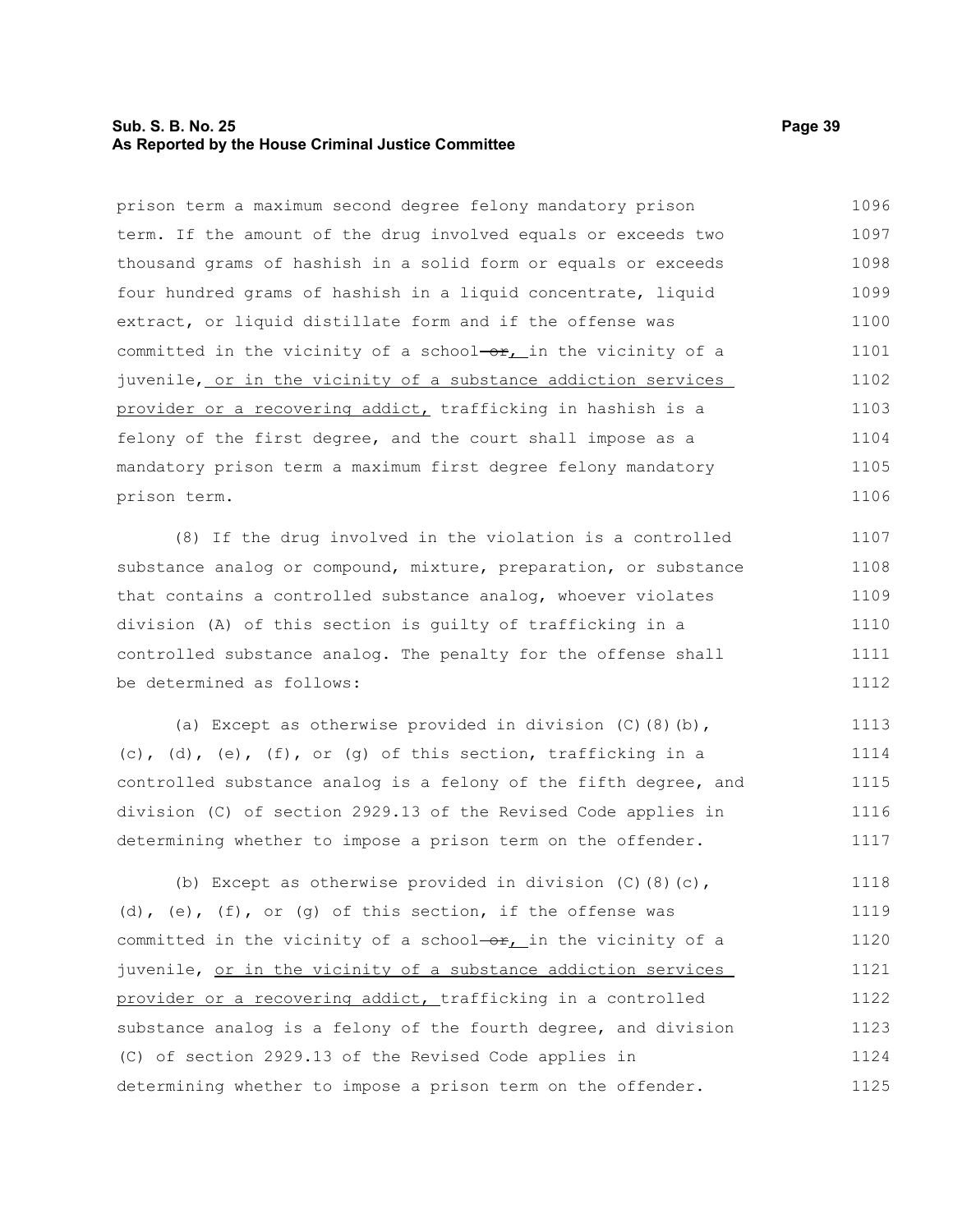prison term a maximum second degree felony mandatory prison term. If the amount of the drug involved equals or exceeds two thousand grams of hashish in a solid form or equals or exceeds four hundred grams of hashish in a liquid concentrate, liquid extract, or liquid distillate form and if the offense was committed in the vicinity of a school ~~or~~, in the vicinity of a juvenile, or in the vicinity of a substance addiction services provider or a recovering addict, trafficking in hashish is a felony of the first degree, and the court shall impose as a mandatory prison term a maximum first degree felony mandatory prison term.

(8) If the drug involved in the violation is a controlled substance analog or compound, mixture, preparation, or substance that contains a controlled substance analog, whoever violates division (A) of this section is guilty of trafficking in a controlled substance analog. The penalty for the offense shall be determined as follows:

(a) Except as otherwise provided in division (C)(8)(b), (c), (d), (e), (f), or (g) of this section, trafficking in a controlled substance analog is a felony of the fifth degree, and division (C) of section 2929.13 of the Revised Code applies in determining whether to impose a prison term on the offender.

(b) Except as otherwise provided in division (C)(8)(c), (d), (e), (f), or (g) of this section, if the offense was committed in the vicinity of a school ~~or~~, in the vicinity of a juvenile, or in the vicinity of a substance addiction services provider or a recovering addict, trafficking in a controlled substance analog is a felony of the fourth degree, and division (C) of section 2929.13 of the Revised Code applies in determining whether to impose a prison term on the offender.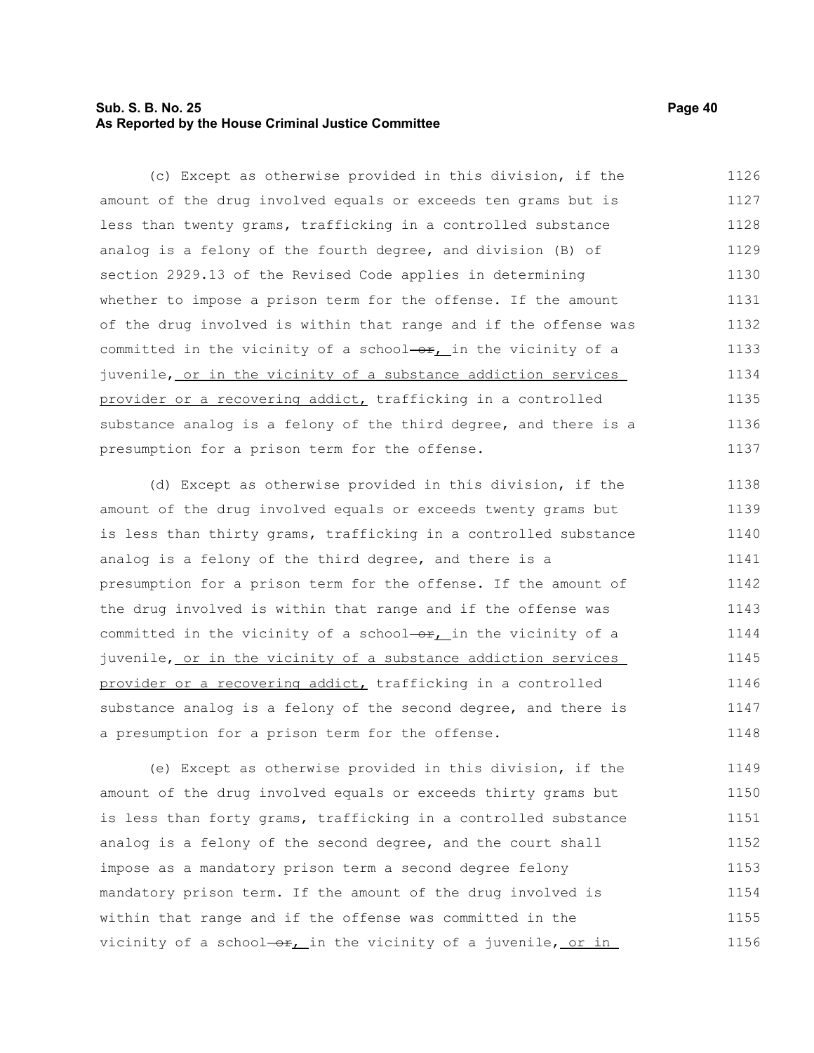(c) Except as otherwise provided in this division, if the amount of the drug involved equals or exceeds ten grams but is less than twenty grams, trafficking in a controlled substance analog is a felony of the fourth degree, and division (B) of section 2929.13 of the Revised Code applies in determining whether to impose a prison term for the offense. If the amount of the drug involved is within that range and if the offense was committed in the vicinity of a school ~~or~~, in the vicinity of a juvenile, or in the vicinity of a substance addiction services provider or a recovering addict, trafficking in a controlled substance analog is a felony of the third degree, and there is a presumption for a prison term for the offense.

(d) Except as otherwise provided in this division, if the amount of the drug involved equals or exceeds twenty grams but is less than thirty grams, trafficking in a controlled substance analog is a felony of the third degree, and there is a presumption for a prison term for the offense. If the amount of the drug involved is within that range and if the offense was committed in the vicinity of a school ~~or~~, in the vicinity of a juvenile, or in the vicinity of a substance addiction services provider or a recovering addict, trafficking in a controlled substance analog is a felony of the second degree, and there is a presumption for a prison term for the offense.

(e) Except as otherwise provided in this division, if the amount of the drug involved equals or exceeds thirty grams but is less than forty grams, trafficking in a controlled substance analog is a felony of the second degree, and the court shall impose as a mandatory prison term a second degree felony mandatory prison term. If the amount of the drug involved is within that range and if the offense was committed in the vicinity of a school ~~or~~, in the vicinity of a juvenile, or in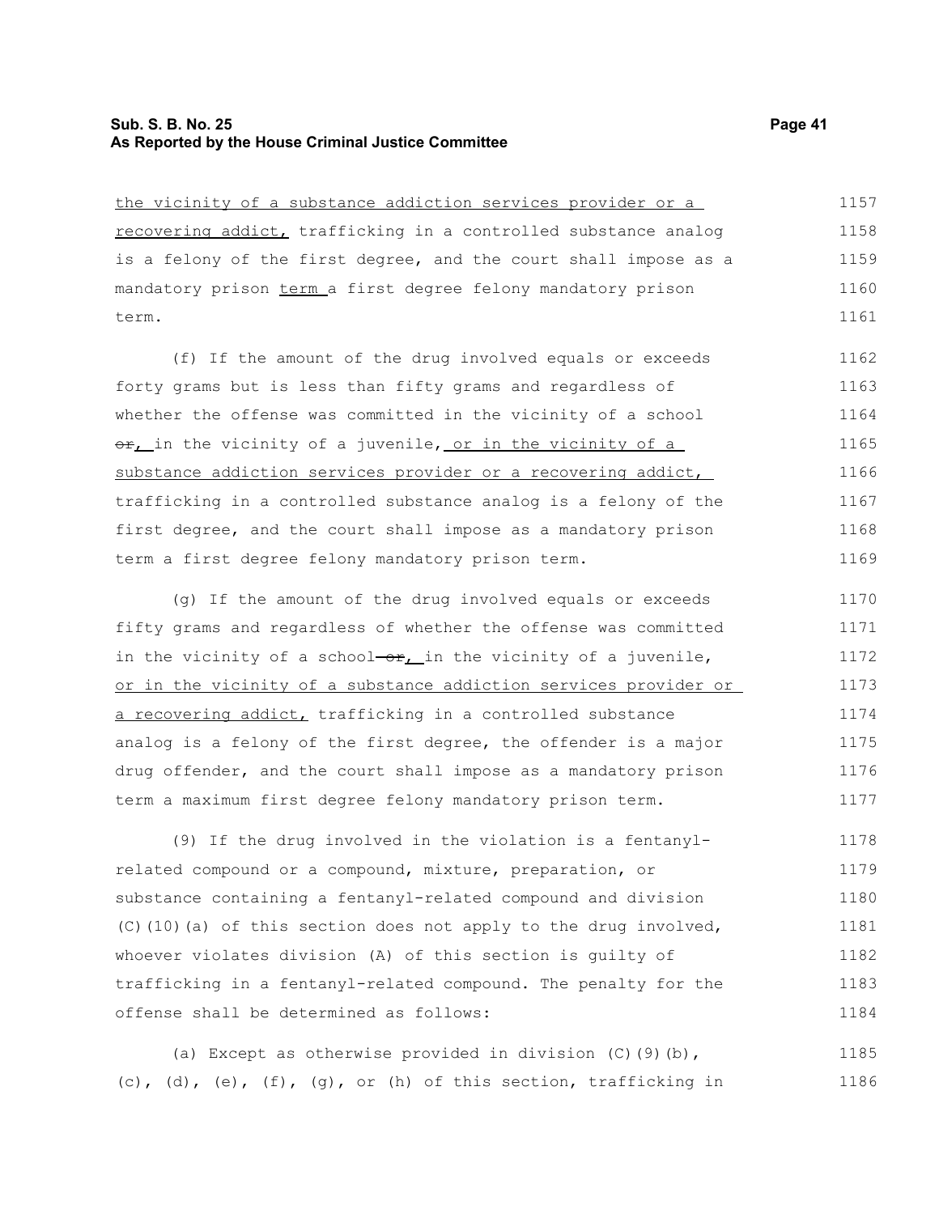the vicinity of a substance addiction services provider or a recovering addict, trafficking in a controlled substance analog is a felony of the first degree, and the court shall impose as a mandatory prison term a first degree felony mandatory prison term.

(f) If the amount of the drug involved equals or exceeds forty grams but is less than fifty grams and regardless of whether the offense was committed in the vicinity of a school or, in the vicinity of a juvenile, or in the vicinity of a substance addiction services provider or a recovering addict, trafficking in a controlled substance analog is a felony of the first degree, and the court shall impose as a mandatory prison term a first degree felony mandatory prison term.

(g) If the amount of the drug involved equals or exceeds fifty grams and regardless of whether the offense was committed in the vicinity of a school or, in the vicinity of a juvenile, or in the vicinity of a substance addiction services provider or a recovering addict, trafficking in a controlled substance analog is a felony of the first degree, the offender is a major drug offender, and the court shall impose as a mandatory prison term a maximum first degree felony mandatory prison term.

(9) If the drug involved in the violation is a fentanyl-related compound or a compound, mixture, preparation, or substance containing a fentanyl-related compound and division (C)(10)(a) of this section does not apply to the drug involved, whoever violates division (A) of this section is guilty of trafficking in a fentanyl-related compound. The penalty for the offense shall be determined as follows:

(a) Except as otherwise provided in division (C)(9)(b), (c), (d), (e), (f), (g), or (h) of this section, trafficking in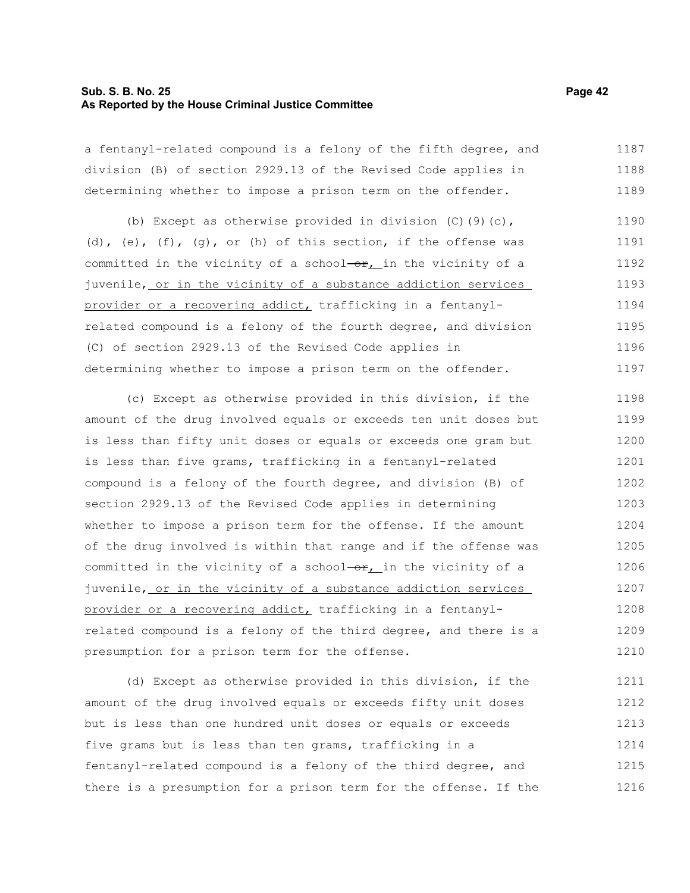a fentanyl-related compound is a felony of the fifth degree, and division (B) of section 2929.13 of the Revised Code applies in determining whether to impose a prison term on the offender.

(b) Except as otherwise provided in division (C)(9)(c), (d), (e), (f), (g), or (h) of this section, if the offense was committed in the vicinity of a school ~~or~~, in the vicinity of a juvenile, or in the vicinity of a substance addiction services provider or a recovering addict, trafficking in a fentanyl-related compound is a felony of the fourth degree, and division (C) of section 2929.13 of the Revised Code applies in determining whether to impose a prison term on the offender.

(c) Except as otherwise provided in this division, if the amount of the drug involved equals or exceeds ten unit doses but is less than fifty unit doses or equals or exceeds one gram but is less than five grams, trafficking in a fentanyl-related compound is a felony of the fourth degree, and division (B) of section 2929.13 of the Revised Code applies in determining whether to impose a prison term for the offense. If the amount of the drug involved is within that range and if the offense was committed in the vicinity of a school ~~or~~, in the vicinity of a juvenile, or in the vicinity of a substance addiction services provider or a recovering addict, trafficking in a fentanyl-related compound is a felony of the third degree, and there is a presumption for a prison term for the offense.

(d) Except as otherwise provided in this division, if the amount of the drug involved equals or exceeds fifty unit doses but is less than one hundred unit doses or equals or exceeds five grams but is less than ten grams, trafficking in a fentanyl-related compound is a felony of the third degree, and there is a presumption for a prison term for the offense. If the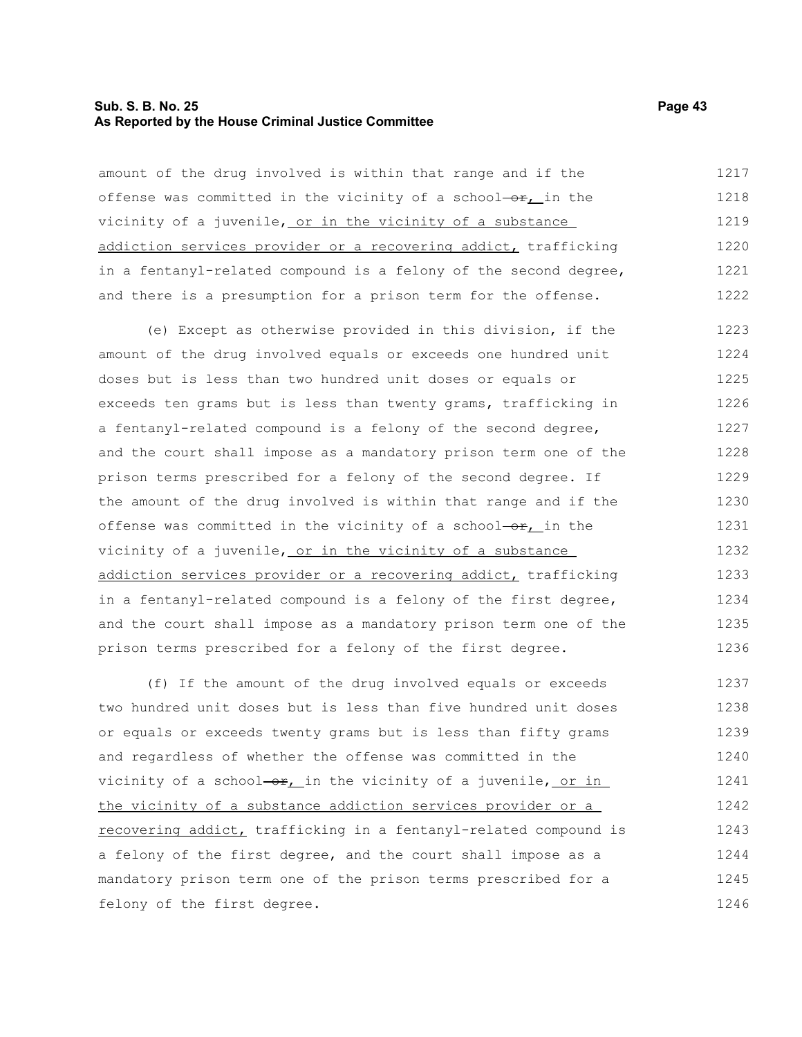amount of the drug involved is within that range and if the offense was committed in the vicinity of a school ~~or~~, in the vicinity of a juvenile, <u>or in the vicinity of a substance addiction services provider or a recovering addict,</u> trafficking in a fentanyl-related compound is a felony of the second degree, and there is a presumption for a prison term for the offense.

(e) Except as otherwise provided in this division, if the amount of the drug involved equals or exceeds one hundred unit doses but is less than two hundred unit doses or equals or exceeds ten grams but is less than twenty grams, trafficking in a fentanyl-related compound is a felony of the second degree, and the court shall impose as a mandatory prison term one of the prison terms prescribed for a felony of the second degree. If the amount of the drug involved is within that range and if the offense was committed in the vicinity of a school ~~or~~, in the vicinity of a juvenile, <u>or in the vicinity of a substance addiction services provider or a recovering addict,</u> trafficking in a fentanyl-related compound is a felony of the first degree, and the court shall impose as a mandatory prison term one of the prison terms prescribed for a felony of the first degree.

(f) If the amount of the drug involved equals or exceeds two hundred unit doses but is less than five hundred unit doses or equals or exceeds twenty grams but is less than fifty grams and regardless of whether the offense was committed in the vicinity of a school ~~or~~, in the vicinity of a juvenile, <u>or in the vicinity of a substance addiction services provider or a recovering addict,</u> trafficking in a fentanyl-related compound is a felony of the first degree, and the court shall impose as a mandatory prison term one of the prison terms prescribed for a felony of the first degree.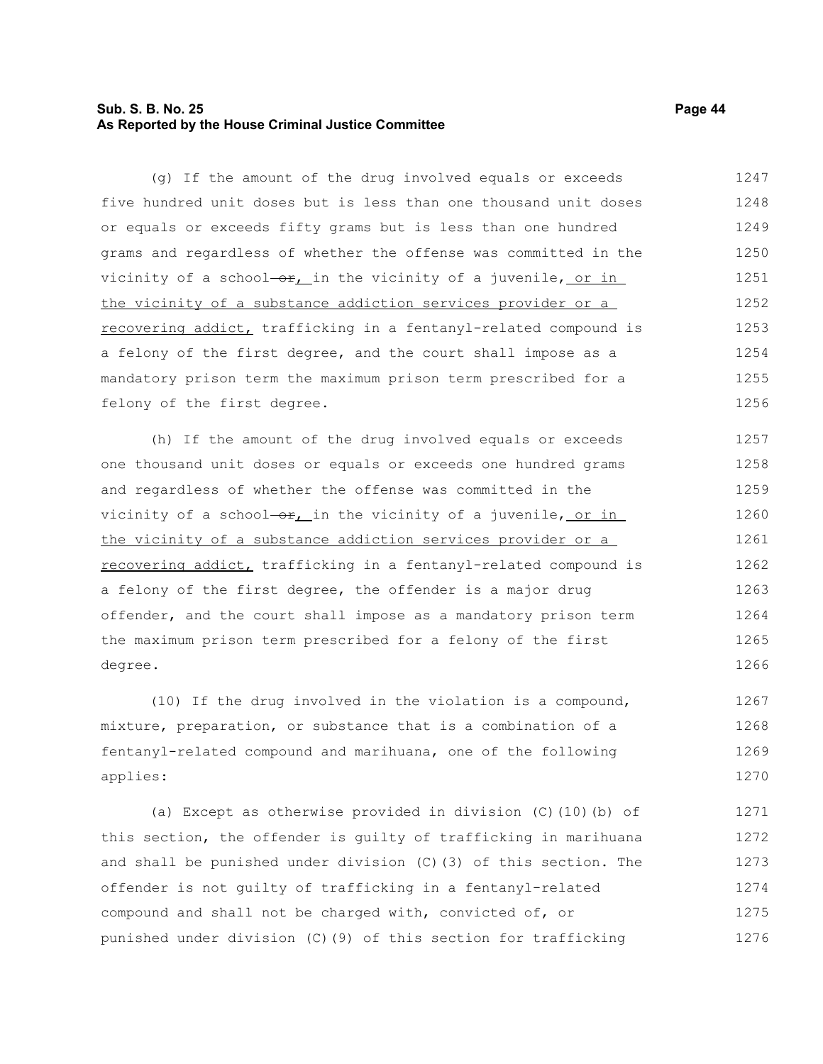(g) If the amount of the drug involved equals or exceeds five hundred unit doses but is less than one thousand unit doses or equals or exceeds fifty grams but is less than one hundred grams and regardless of whether the offense was committed in the vicinity of a school ~~or~~, in the vicinity of a juvenile, or in the vicinity of a substance addiction services provider or a recovering addict, trafficking in a fentanyl-related compound is a felony of the first degree, and the court shall impose as a mandatory prison term the maximum prison term prescribed for a felony of the first degree.

(h) If the amount of the drug involved equals or exceeds one thousand unit doses or equals or exceeds one hundred grams and regardless of whether the offense was committed in the vicinity of a school ~~or~~, in the vicinity of a juvenile, or in the vicinity of a substance addiction services provider or a recovering addict, trafficking in a fentanyl-related compound is a felony of the first degree, the offender is a major drug offender, and the court shall impose as a mandatory prison term the maximum prison term prescribed for a felony of the first degree.

(10) If the drug involved in the violation is a compound, mixture, preparation, or substance that is a combination of a fentanyl-related compound and marihuana, one of the following applies:

(a) Except as otherwise provided in division (C)(10)(b) of this section, the offender is guilty of trafficking in marihuana and shall be punished under division (C)(3) of this section. The offender is not guilty of trafficking in a fentanyl-related compound and shall not be charged with, convicted of, or punished under division (C)(9) of this section for trafficking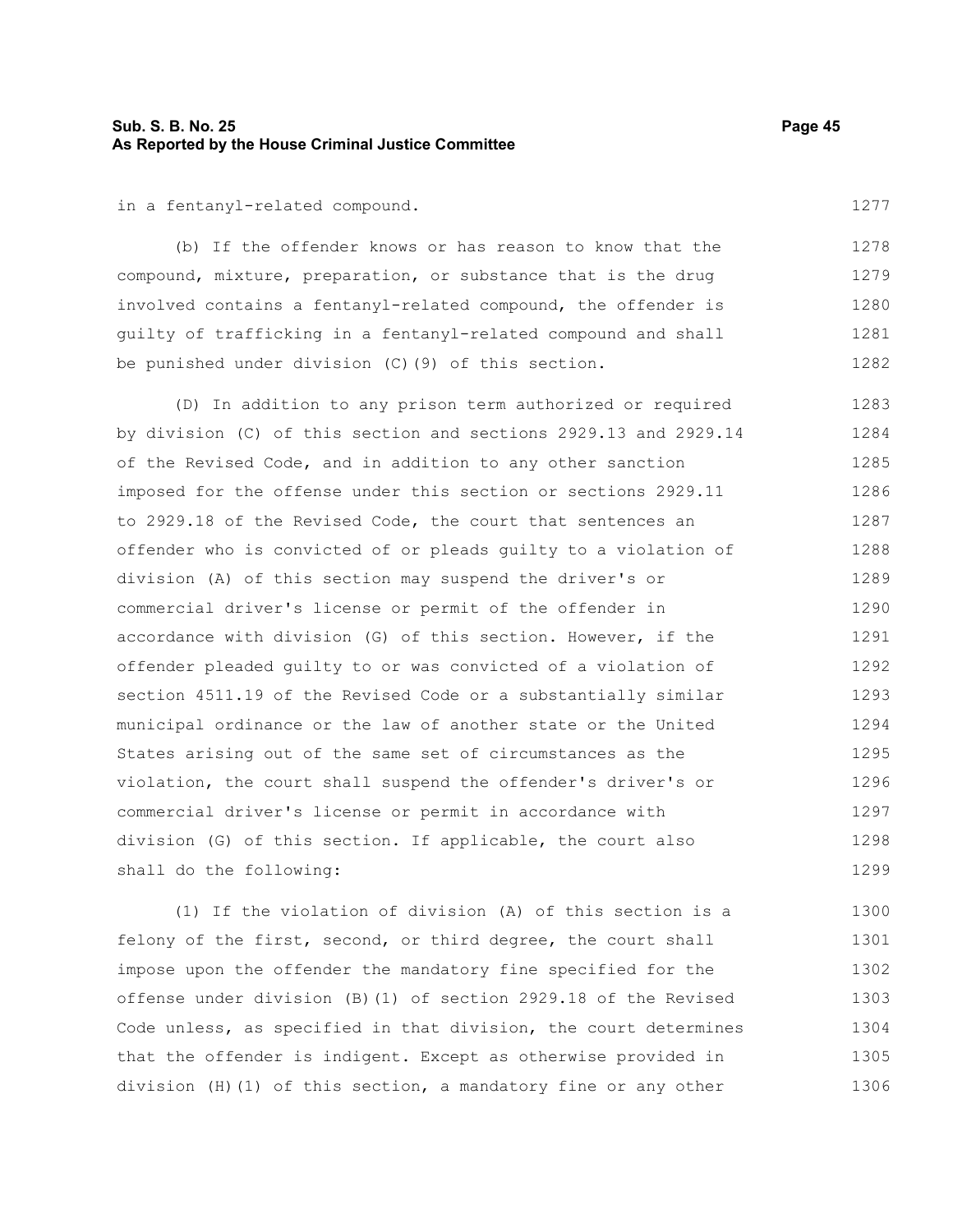in a fentanyl-related compound.

(b) If the offender knows or has reason to know that the compound, mixture, preparation, or substance that is the drug involved contains a fentanyl-related compound, the offender is guilty of trafficking in a fentanyl-related compound and shall be punished under division (C)(9) of this section.

(D) In addition to any prison term authorized or required by division (C) of this section and sections 2929.13 and 2929.14 of the Revised Code, and in addition to any other sanction imposed for the offense under this section or sections 2929.11 to 2929.18 of the Revised Code, the court that sentences an offender who is convicted of or pleads guilty to a violation of division (A) of this section may suspend the driver's or commercial driver's license or permit of the offender in accordance with division (G) of this section. However, if the offender pleaded guilty to or was convicted of a violation of section 4511.19 of the Revised Code or a substantially similar municipal ordinance or the law of another state or the United States arising out of the same set of circumstances as the violation, the court shall suspend the offender's driver's or commercial driver's license or permit in accordance with division (G) of this section. If applicable, the court also shall do the following:

(1) If the violation of division (A) of this section is a felony of the first, second, or third degree, the court shall impose upon the offender the mandatory fine specified for the offense under division (B)(1) of section 2929.18 of the Revised Code unless, as specified in that division, the court determines that the offender is indigent. Except as otherwise provided in division (H)(1) of this section, a mandatory fine or any other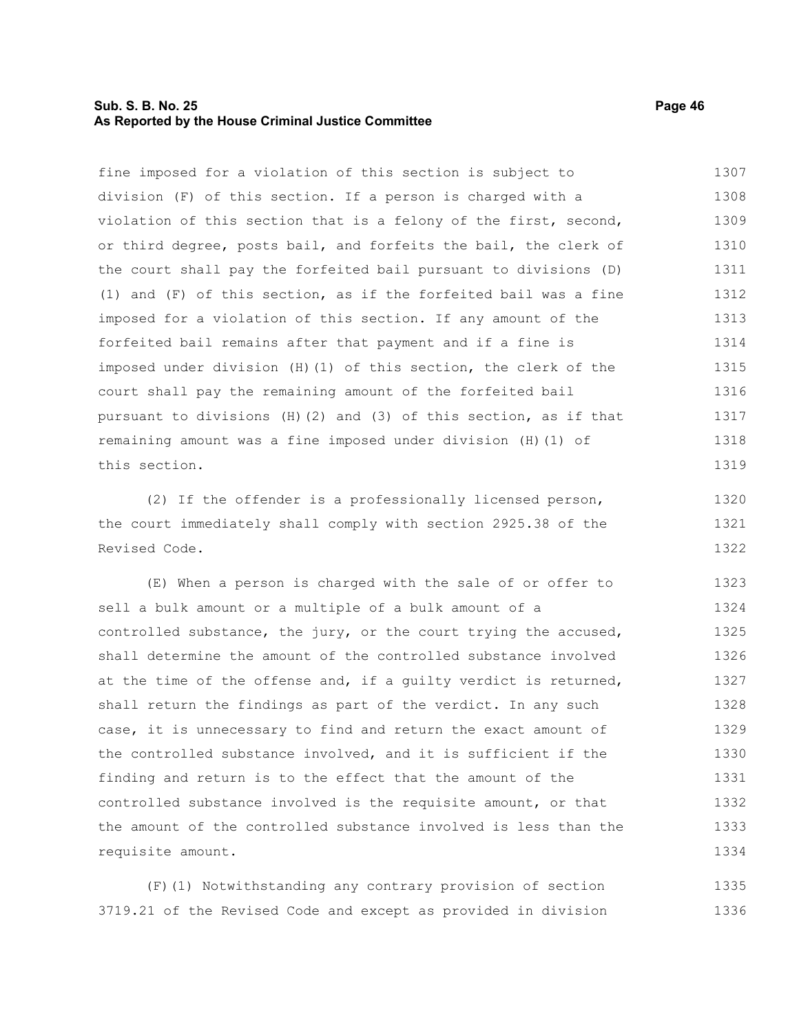fine imposed for a violation of this section is subject to division (F) of this section. If a person is charged with a violation of this section that is a felony of the first, second, or third degree, posts bail, and forfeits the bail, the clerk of the court shall pay the forfeited bail pursuant to divisions (D)(1) and (F) of this section, as if the forfeited bail was a fine imposed for a violation of this section. If any amount of the forfeited bail remains after that payment and if a fine is imposed under division (H)(1) of this section, the clerk of the court shall pay the remaining amount of the forfeited bail pursuant to divisions (H)(2) and (3) of this section, as if that remaining amount was a fine imposed under division (H)(1) of this section.

(2) If the offender is a professionally licensed person, the court immediately shall comply with section 2925.38 of the Revised Code.

(E) When a person is charged with the sale of or offer to sell a bulk amount or a multiple of a bulk amount of a controlled substance, the jury, or the court trying the accused, shall determine the amount of the controlled substance involved at the time of the offense and, if a guilty verdict is returned, shall return the findings as part of the verdict. In any such case, it is unnecessary to find and return the exact amount of the controlled substance involved, and it is sufficient if the finding and return is to the effect that the amount of the controlled substance involved is the requisite amount, or that the amount of the controlled substance involved is less than the requisite amount.

(F)(1) Notwithstanding any contrary provision of section 3719.21 of the Revised Code and except as provided in division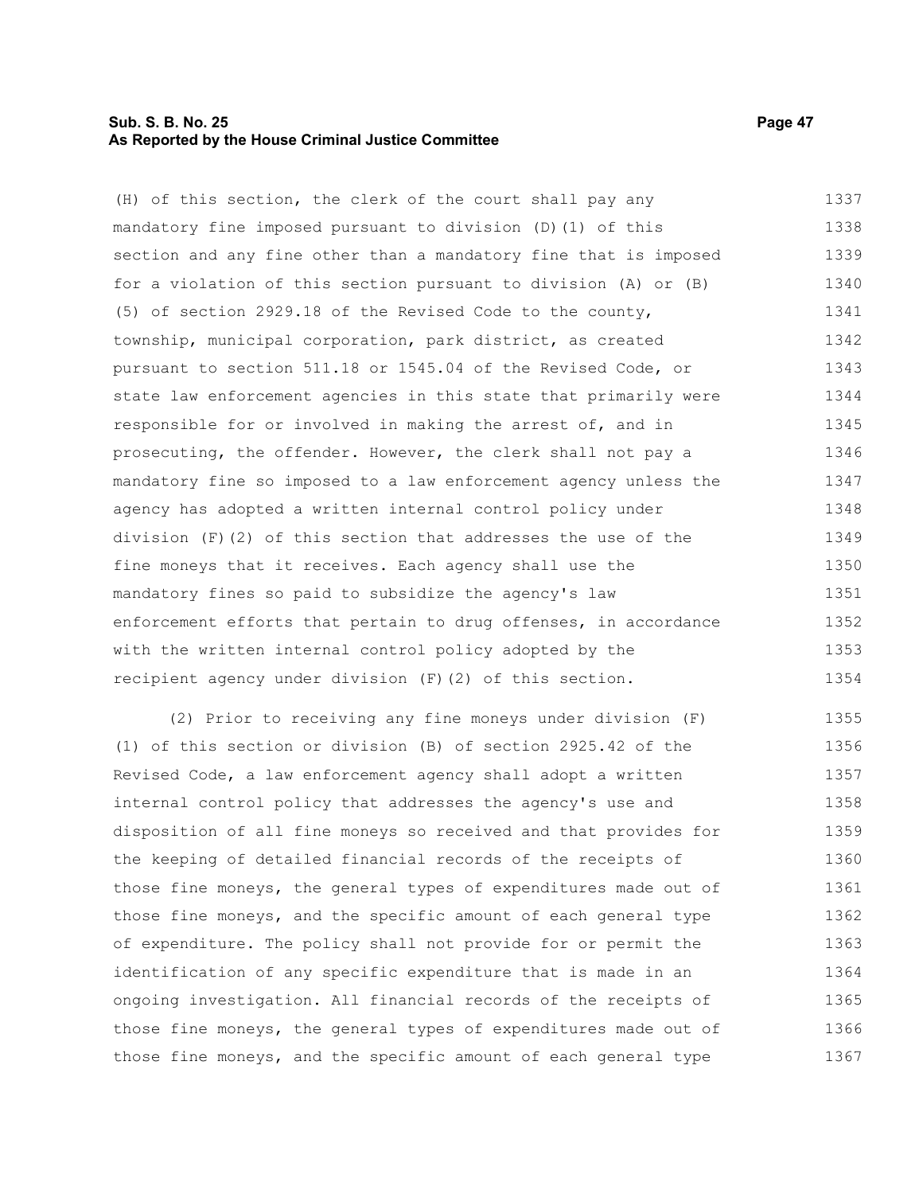(H) of this section, the clerk of the court shall pay any mandatory fine imposed pursuant to division (D)(1) of this section and any fine other than a mandatory fine that is imposed for a violation of this section pursuant to division (A) or (B)(5) of section 2929.18 of the Revised Code to the county, township, municipal corporation, park district, as created pursuant to section 511.18 or 1545.04 of the Revised Code, or state law enforcement agencies in this state that primarily were responsible for or involved in making the arrest of, and in prosecuting, the offender. However, the clerk shall not pay a mandatory fine so imposed to a law enforcement agency unless the agency has adopted a written internal control policy under division (F)(2) of this section that addresses the use of the fine moneys that it receives. Each agency shall use the mandatory fines so paid to subsidize the agency's law enforcement efforts that pertain to drug offenses, in accordance with the written internal control policy adopted by the recipient agency under division (F)(2) of this section.

(2) Prior to receiving any fine moneys under division (F)(1) of this section or division (B) of section 2925.42 of the Revised Code, a law enforcement agency shall adopt a written internal control policy that addresses the agency's use and disposition of all fine moneys so received and that provides for the keeping of detailed financial records of the receipts of those fine moneys, the general types of expenditures made out of those fine moneys, and the specific amount of each general type of expenditure. The policy shall not provide for or permit the identification of any specific expenditure that is made in an ongoing investigation. All financial records of the receipts of those fine moneys, the general types of expenditures made out of those fine moneys, and the specific amount of each general type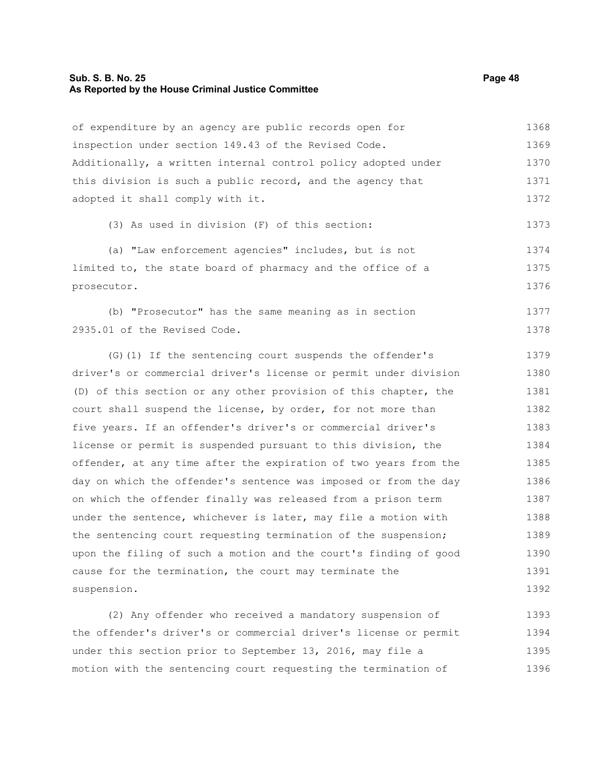of expenditure by an agency are public records open for inspection under section 149.43 of the Revised Code. Additionally, a written internal control policy adopted under this division is such a public record, and the agency that adopted it shall comply with it.

(3) As used in division (F) of this section:

(a) "Law enforcement agencies" includes, but is not limited to, the state board of pharmacy and the office of a prosecutor.

(b) "Prosecutor" has the same meaning as in section 2935.01 of the Revised Code.

(G)(1) If the sentencing court suspends the offender's driver's or commercial driver's license or permit under division (D) of this section or any other provision of this chapter, the court shall suspend the license, by order, for not more than five years. If an offender's driver's or commercial driver's license or permit is suspended pursuant to this division, the offender, at any time after the expiration of two years from the day on which the offender's sentence was imposed or from the day on which the offender finally was released from a prison term under the sentence, whichever is later, may file a motion with the sentencing court requesting termination of the suspension; upon the filing of such a motion and the court's finding of good cause for the termination, the court may terminate the suspension.

(2) Any offender who received a mandatory suspension of the offender's driver's or commercial driver's license or permit under this section prior to September 13, 2016, may file a motion with the sentencing court requesting the termination of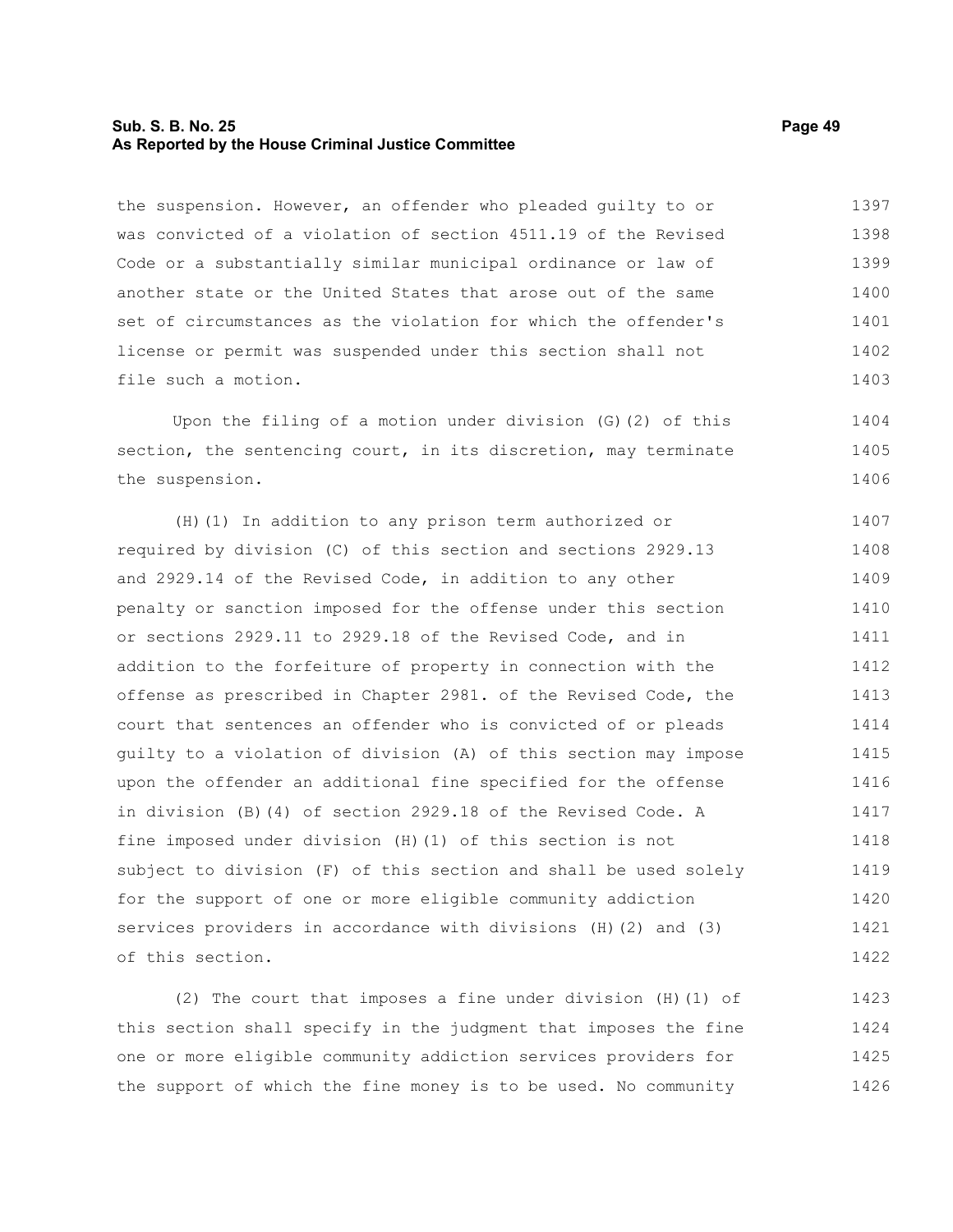the suspension. However, an offender who pleaded guilty to or was convicted of a violation of section 4511.19 of the Revised Code or a substantially similar municipal ordinance or law of another state or the United States that arose out of the same set of circumstances as the violation for which the offender's license or permit was suspended under this section shall not file such a motion.

Upon the filing of a motion under division (G)(2) of this section, the sentencing court, in its discretion, may terminate the suspension.

(H)(1) In addition to any prison term authorized or required by division (C) of this section and sections 2929.13 and 2929.14 of the Revised Code, in addition to any other penalty or sanction imposed for the offense under this section or sections 2929.11 to 2929.18 of the Revised Code, and in addition to the forfeiture of property in connection with the offense as prescribed in Chapter 2981. of the Revised Code, the court that sentences an offender who is convicted of or pleads guilty to a violation of division (A) of this section may impose upon the offender an additional fine specified for the offense in division (B)(4) of section 2929.18 of the Revised Code. A fine imposed under division (H)(1) of this section is not subject to division (F) of this section and shall be used solely for the support of one or more eligible community addiction services providers in accordance with divisions (H)(2) and (3) of this section.

(2) The court that imposes a fine under division (H)(1) of this section shall specify in the judgment that imposes the fine one or more eligible community addiction services providers for the support of which the fine money is to be used. No community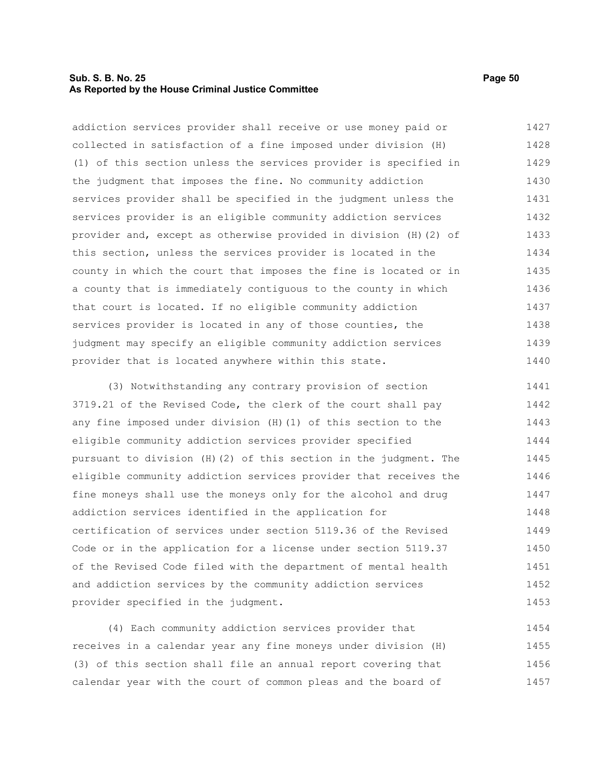addiction services provider shall receive or use money paid or collected in satisfaction of a fine imposed under division (H)(1) of this section unless the services provider is specified in the judgment that imposes the fine. No community addiction services provider shall be specified in the judgment unless the services provider is an eligible community addiction services provider and, except as otherwise provided in division (H)(2) of this section, unless the services provider is located in the county in which the court that imposes the fine is located or in a county that is immediately contiguous to the county in which that court is located. If no eligible community addiction services provider is located in any of those counties, the judgment may specify an eligible community addiction services provider that is located anywhere within this state.

(3) Notwithstanding any contrary provision of section 3719.21 of the Revised Code, the clerk of the court shall pay any fine imposed under division (H)(1) of this section to the eligible community addiction services provider specified pursuant to division (H)(2) of this section in the judgment. The eligible community addiction services provider that receives the fine moneys shall use the moneys only for the alcohol and drug addiction services identified in the application for certification of services under section 5119.36 of the Revised Code or in the application for a license under section 5119.37 of the Revised Code filed with the department of mental health and addiction services by the community addiction services provider specified in the judgment.

(4) Each community addiction services provider that receives in a calendar year any fine moneys under division (H)(3) of this section shall file an annual report covering that calendar year with the court of common pleas and the board of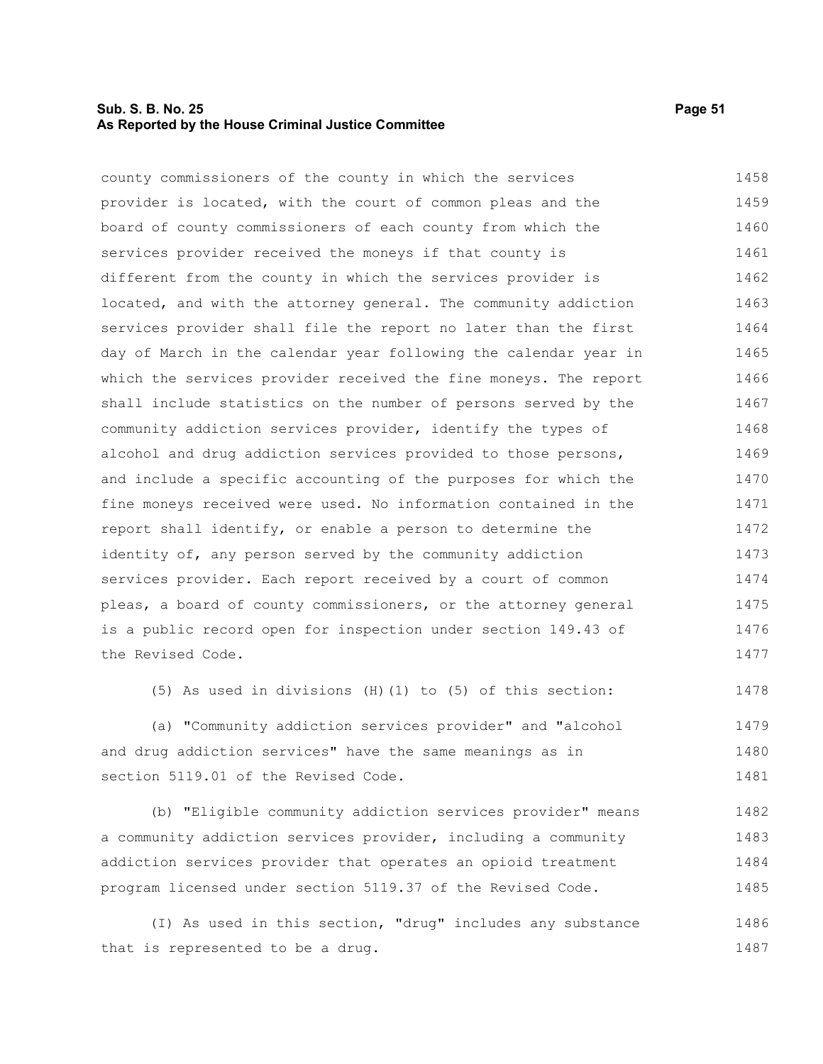county commissioners of the county in which the services provider is located, with the court of common pleas and the board of county commissioners of each county from which the services provider received the moneys if that county is different from the county in which the services provider is located, and with the attorney general. The community addiction services provider shall file the report no later than the first day of March in the calendar year following the calendar year in which the services provider received the fine moneys. The report shall include statistics on the number of persons served by the community addiction services provider, identify the types of alcohol and drug addiction services provided to those persons, and include a specific accounting of the purposes for which the fine moneys received were used. No information contained in the report shall identify, or enable a person to determine the identity of, any person served by the community addiction services provider. Each report received by a court of common pleas, a board of county commissioners, or the attorney general is a public record open for inspection under section 149.43 of the Revised Code.

(5) As used in divisions (H)(1) to (5) of this section:

(a) "Community addiction services provider" and "alcohol and drug addiction services" have the same meanings as in section 5119.01 of the Revised Code.

(b) "Eligible community addiction services provider" means a community addiction services provider, including a community addiction services provider that operates an opioid treatment program licensed under section 5119.37 of the Revised Code.

(I) As used in this section, "drug" includes any substance that is represented to be a drug.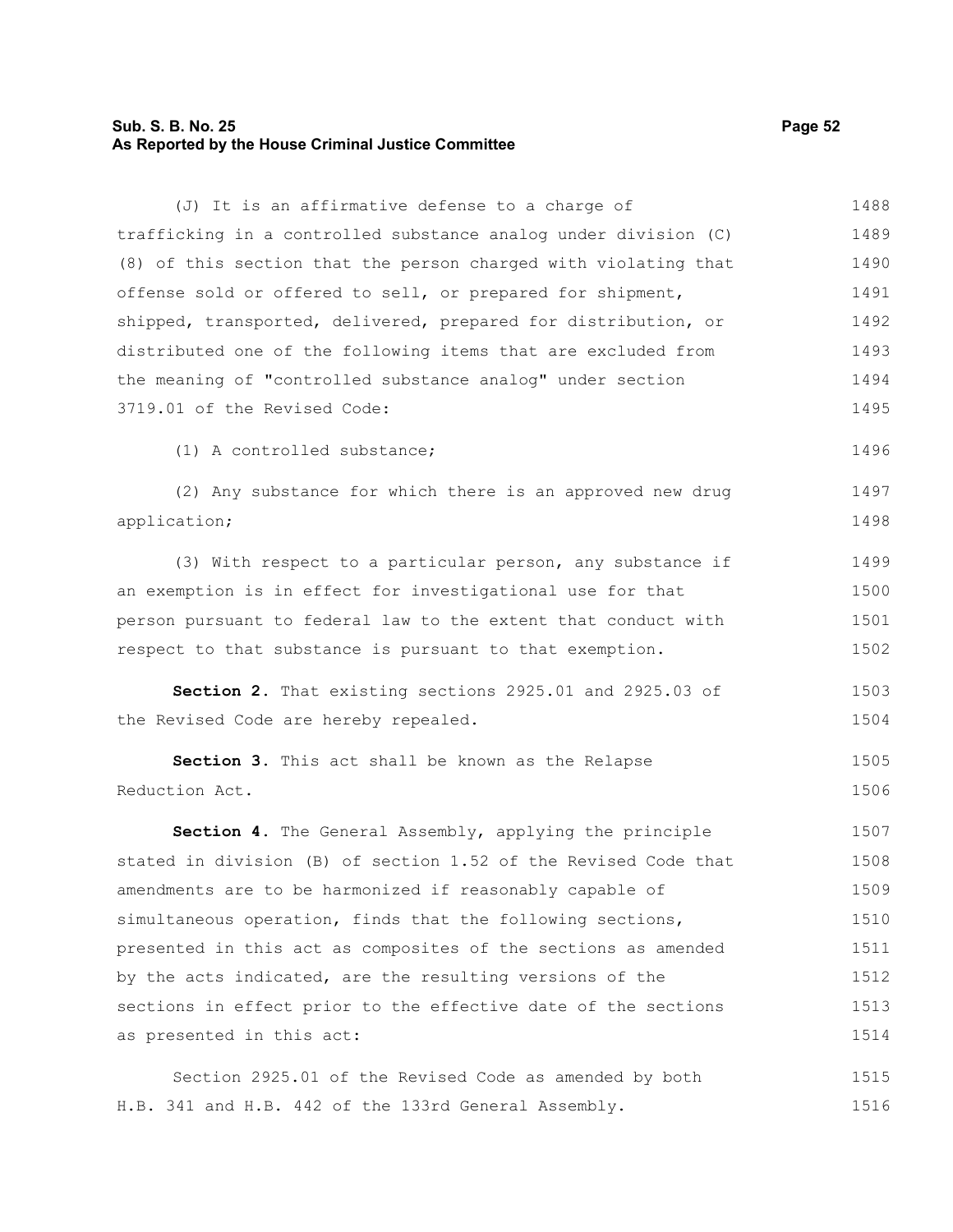(J) It is an affirmative defense to a charge of trafficking in a controlled substance analog under division (C) (8) of this section that the person charged with violating that offense sold or offered to sell, or prepared for shipment, shipped, transported, delivered, prepared for distribution, or distributed one of the following items that are excluded from the meaning of "controlled substance analog" under section 3719.01 of the Revised Code:

(1) A controlled substance;

(2) Any substance for which there is an approved new drug application;

(3) With respect to a particular person, any substance if an exemption is in effect for investigational use for that person pursuant to federal law to the extent that conduct with respect to that substance is pursuant to that exemption.

**Section 2.** That existing sections 2925.01 and 2925.03 of the Revised Code are hereby repealed.

**Section 3.** This act shall be known as the Relapse Reduction Act.

**Section 4.** The General Assembly, applying the principle stated in division (B) of section 1.52 of the Revised Code that amendments are to be harmonized if reasonably capable of simultaneous operation, finds that the following sections, presented in this act as composites of the sections as amended by the acts indicated, are the resulting versions of the sections in effect prior to the effective date of the sections as presented in this act:

Section 2925.01 of the Revised Code as amended by both H.B. 341 and H.B. 442 of the 133rd General Assembly.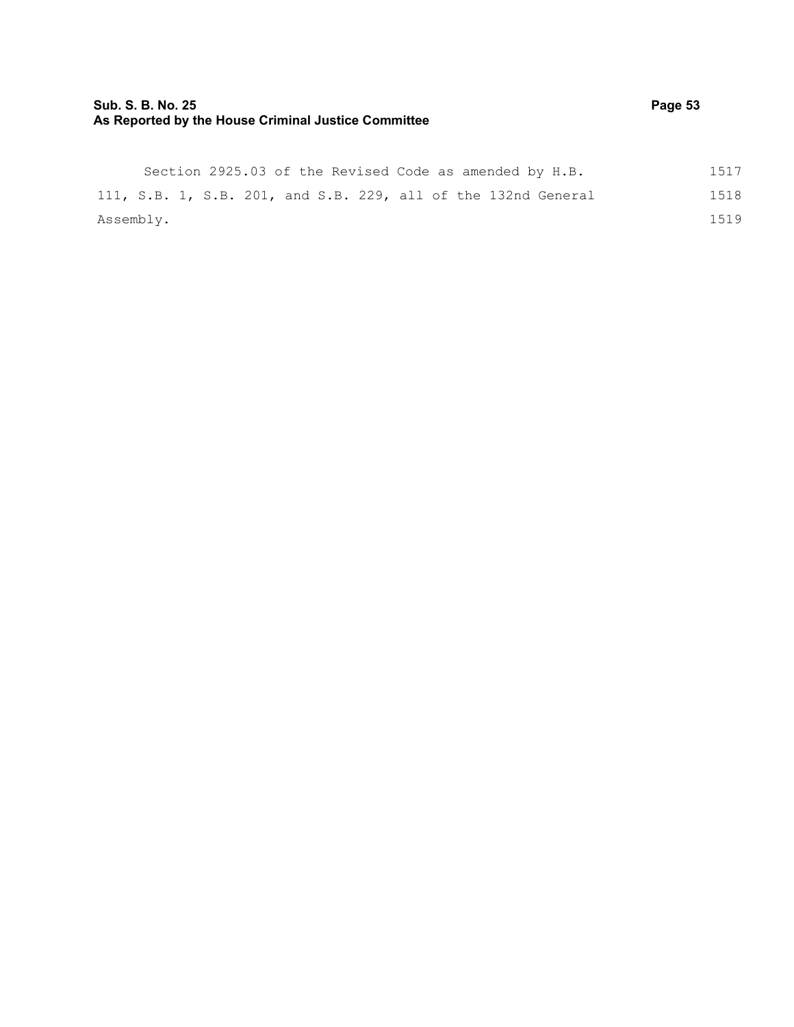Section 2925.03 of the Revised Code as amended by H.B. 111, S.B. 1, S.B. 201, and S.B. 229, all of the 132nd General Assembly.